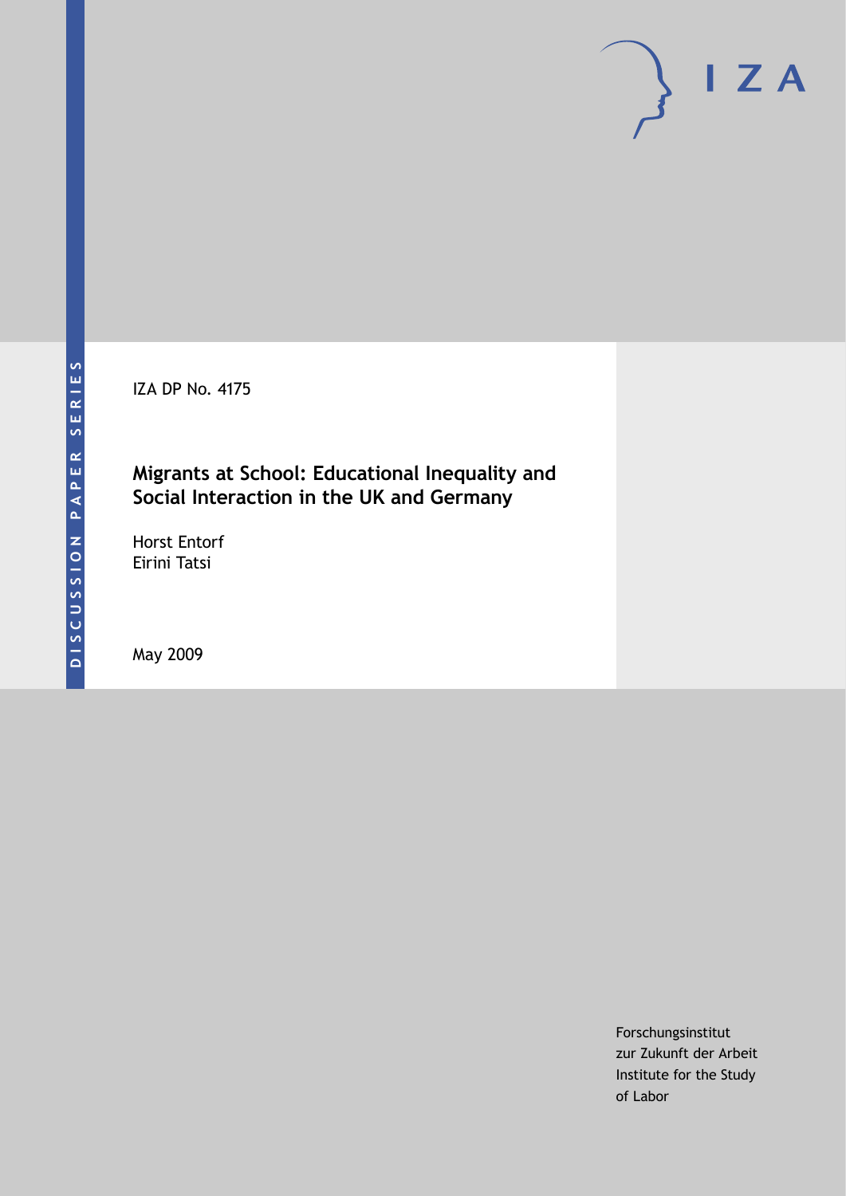DISCUSSION PAPER SERIES

IZA

IZA DP No. 4175

# Migrants at School: Educational Inequality and Social Interaction in the UK and Germany

Horst Entorf
Eirini Tatsi

May 2009

Forschungsinstitut
zur Zukunft der Arbeit
Institute for the Study
of Labor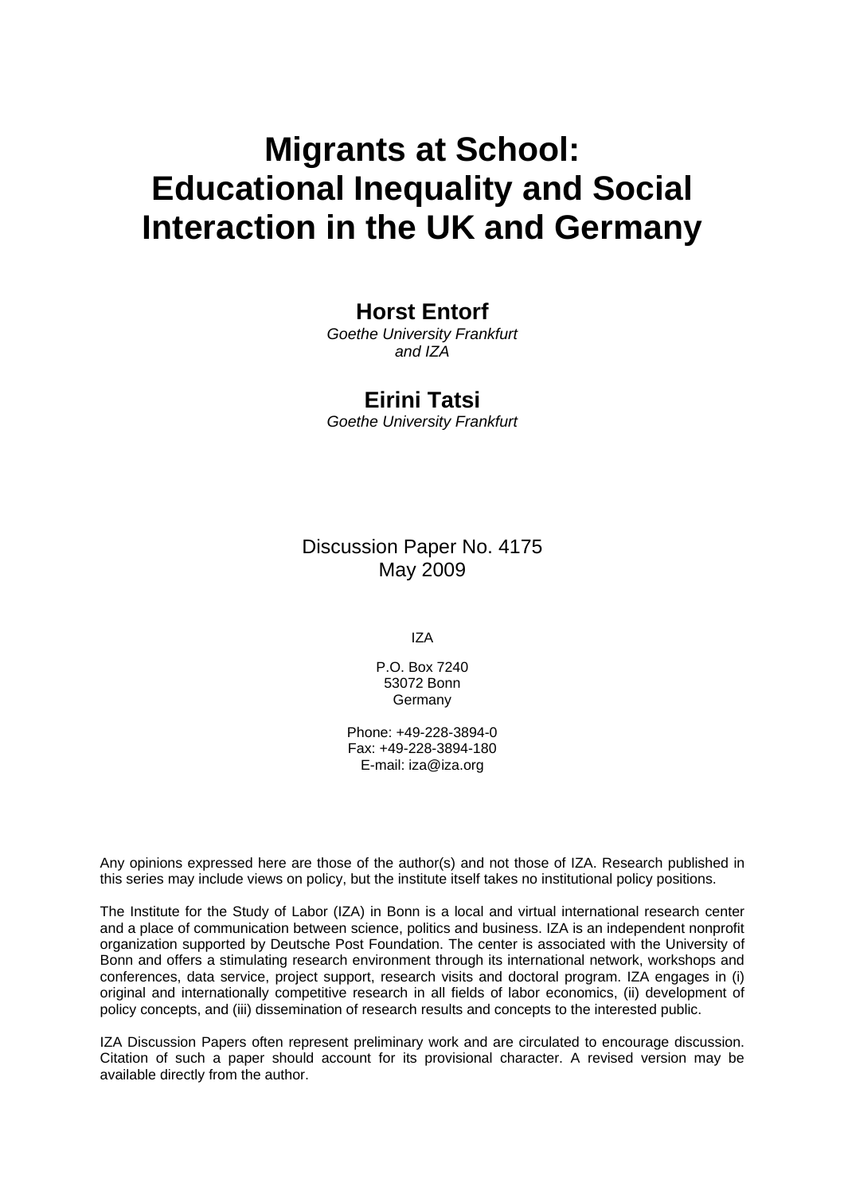# Migrants at School: Educational Inequality and Social Interaction in the UK and Germany

**Horst Entorf**

*Goethe University Frankfurt and IZA*

**Eirini Tatsi**

*Goethe University Frankfurt*

Discussion Paper No. 4175
May 2009

IZA

P.O. Box 7240
53072 Bonn
Germany

Phone: +49-228-3894-0
Fax: +49-228-3894-180
E-mail: iza@iza.org

Any opinions expressed here are those of the author(s) and not those of IZA. Research published in this series may include views on policy, but the institute itself takes no institutional policy positions.

The Institute for the Study of Labor (IZA) in Bonn is a local and virtual international research center and a place of communication between science, politics and business. IZA is an independent nonprofit organization supported by Deutsche Post Foundation. The center is associated with the University of Bonn and offers a stimulating research environment through its international network, workshops and conferences, data service, project support, research visits and doctoral program. IZA engages in (i) original and internationally competitive research in all fields of labor economics, (ii) development of policy concepts, and (iii) dissemination of research results and concepts to the interested public.

IZA Discussion Papers often represent preliminary work and are circulated to encourage discussion. Citation of such a paper should account for its provisional character. A revised version may be available directly from the author.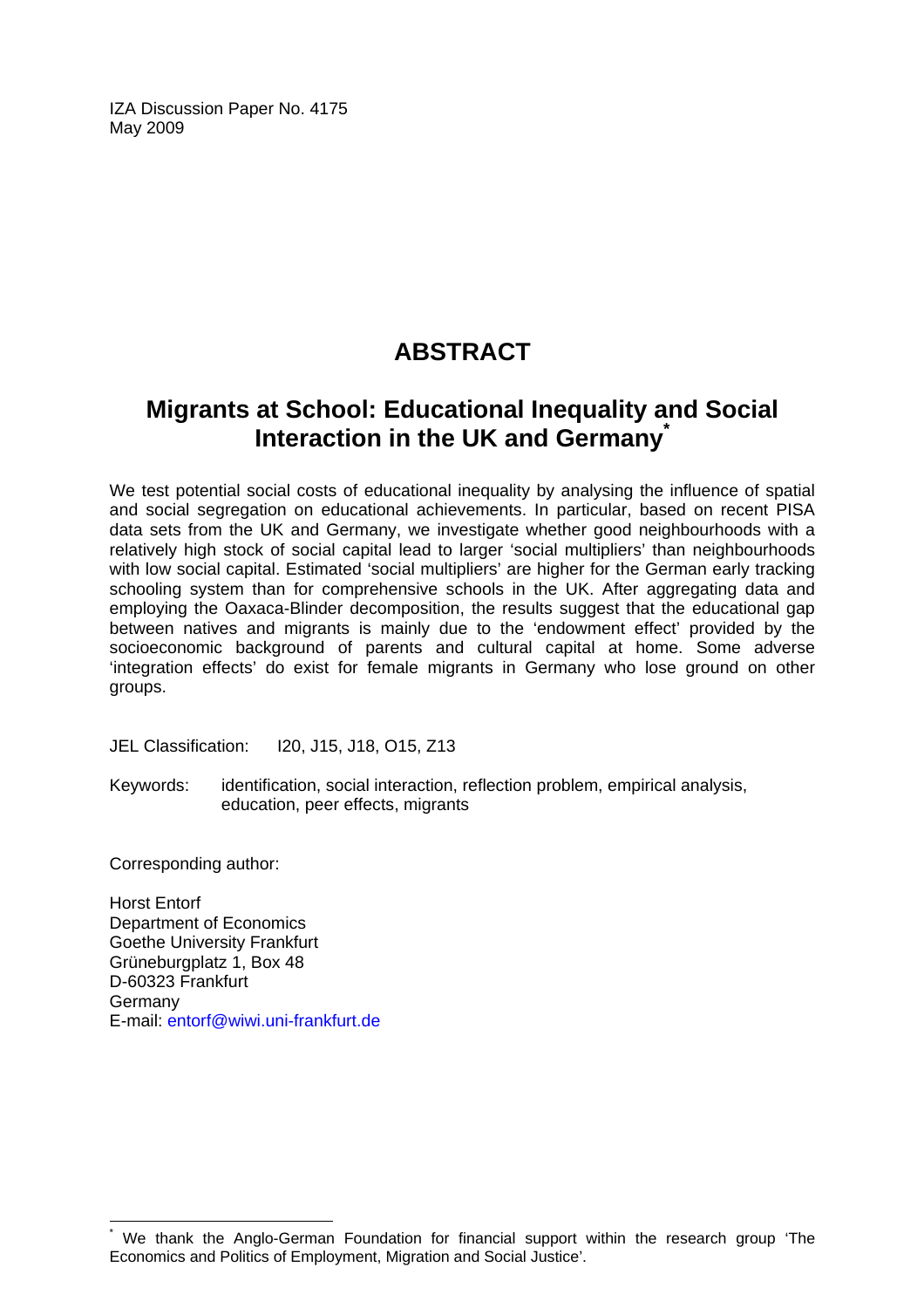IZA Discussion Paper No. 4175
May 2009

# ABSTRACT

## Migrants at School: Educational Inequality and Social Interaction in the UK and Germany*

We test potential social costs of educational inequality by analysing the influence of spatial and social segregation on educational achievements. In particular, based on recent PISA data sets from the UK and Germany, we investigate whether good neighbourhoods with a relatively high stock of social capital lead to larger 'social multipliers' than neighbourhoods with low social capital. Estimated 'social multipliers' are higher for the German early tracking schooling system than for comprehensive schools in the UK. After aggregating data and employing the Oaxaca-Blinder decomposition, the results suggest that the educational gap between natives and migrants is mainly due to the 'endowment effect' provided by the socioeconomic background of parents and cultural capital at home. Some adverse 'integration effects' do exist for female migrants in Germany who lose ground on other groups.

JEL Classification: I20, J15, J18, O15, Z13

Keywords: identification, social interaction, reflection problem, empirical analysis, education, peer effects, migrants

Corresponding author:

Horst Entorf
Department of Economics
Goethe University Frankfurt
Grüneburgplatz 1, Box 48
D-60323 Frankfurt
Germany
E-mail: entorf@wiwi.uni-frankfurt.de

---

* We thank the Anglo-German Foundation for financial support within the research group 'The Economics and Politics of Employment, Migration and Social Justice'.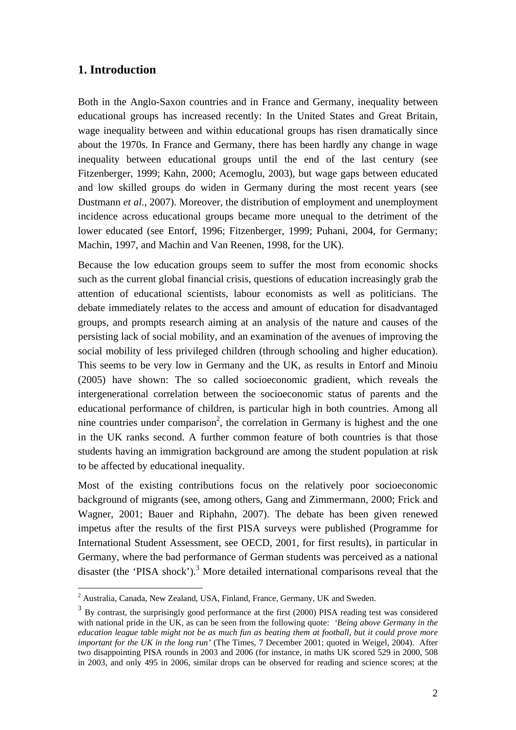## 1. Introduction

Both in the Anglo-Saxon countries and in France and Germany, inequality between educational groups has increased recently: In the United States and Great Britain, wage inequality between and within educational groups has risen dramatically since about the 1970s. In France and Germany, there has been hardly any change in wage inequality between educational groups until the end of the last century (see Fitzenberger, 1999; Kahn, 2000; Acemoglu, 2003), but wage gaps between educated and low skilled groups do widen in Germany during the most recent years (see Dustmann *et al.*, 2007). Moreover, the distribution of employment and unemployment incidence across educational groups became more unequal to the detriment of the lower educated (see Entorf, 1996; Fitzenberger, 1999; Puhani, 2004, for Germany; Machin, 1997, and Machin and Van Reenen, 1998, for the UK).

Because the low education groups seem to suffer the most from economic shocks such as the current global financial crisis, questions of education increasingly grab the attention of educational scientists, labour economists as well as politicians. The debate immediately relates to the access and amount of education for disadvantaged groups, and prompts research aiming at an analysis of the nature and causes of the persisting lack of social mobility, and an examination of the avenues of improving the social mobility of less privileged children (through schooling and higher education). This seems to be very low in Germany and the UK, as results in Entorf and Minoiu (2005) have shown: The so called socioeconomic gradient, which reveals the intergenerational correlation between the socioeconomic status of parents and the educational performance of children, is particular high in both countries. Among all nine countries under comparison[2], the correlation in Germany is highest and the one in the UK ranks second. A further common feature of both countries is that those students having an immigration background are among the student population at risk to be affected by educational inequality.

Most of the existing contributions focus on the relatively poor socioeconomic background of migrants (see, among others, Gang and Zimmermann, 2000; Frick and Wagner, 2001; Bauer and Riphahn, 2007). The debate has been given renewed impetus after the results of the first PISA surveys were published (Programme for International Student Assessment, see OECD, 2001, for first results), in particular in Germany, where the bad performance of German students was perceived as a national disaster (the 'PISA shock').[3] More detailed international comparisons reveal that the

[2] Australia, Canada, New Zealand, USA, Finland, France, Germany, UK and Sweden.

[3] By contrast, the surprisingly good performance at the first (2000) PISA reading test was considered with national pride in the UK, as can be seen from the following quote: *'Being above Germany in the education league table might not be as much fun as beating them at football, but it could prove more important for the UK in the long run'* (The Times, 7 December 2001; quoted in Weigel, 2004). After two disappointing PISA rounds in 2003 and 2006 (for instance, in maths UK scored 529 in 2000, 508 in 2003, and only 495 in 2006, similar drops can be observed for reading and science scores; at the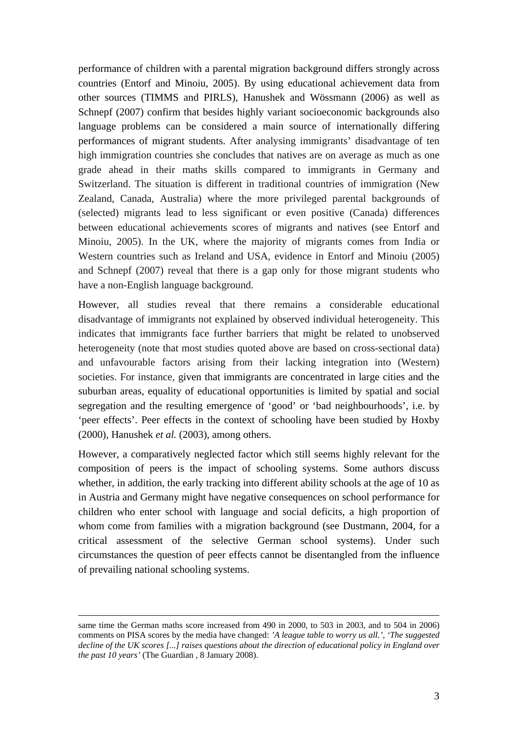performance of children with a parental migration background differs strongly across countries (Entorf and Minoiu, 2005). By using educational achievement data from other sources (TIMMS and PIRLS), Hanushek and Wössmann (2006) as well as Schnepf (2007) confirm that besides highly variant socioeconomic backgrounds also language problems can be considered a main source of internationally differing performances of migrant students. After analysing immigrants' disadvantage of ten high immigration countries she concludes that natives are on average as much as one grade ahead in their maths skills compared to immigrants in Germany and Switzerland. The situation is different in traditional countries of immigration (New Zealand, Canada, Australia) where the more privileged parental backgrounds of (selected) migrants lead to less significant or even positive (Canada) differences between educational achievements scores of migrants and natives (see Entorf and Minoiu, 2005). In the UK, where the majority of migrants comes from India or Western countries such as Ireland and USA, evidence in Entorf and Minoiu (2005) and Schnepf (2007) reveal that there is a gap only for those migrant students who have a non-English language background.

However, all studies reveal that there remains a considerable educational disadvantage of immigrants not explained by observed individual heterogeneity. This indicates that immigrants face further barriers that might be related to unobserved heterogeneity (note that most studies quoted above are based on cross-sectional data) and unfavourable factors arising from their lacking integration into (Western) societies. For instance, given that immigrants are concentrated in large cities and the suburban areas, equality of educational opportunities is limited by spatial and social segregation and the resulting emergence of 'good' or 'bad neighbourhoods', i.e. by 'peer effects'. Peer effects in the context of schooling have been studied by Hoxby (2000), Hanushek *et al.* (2003), among others.

However, a comparatively neglected factor which still seems highly relevant for the composition of peers is the impact of schooling systems. Some authors discuss whether, in addition, the early tracking into different ability schools at the age of 10 as in Austria and Germany might have negative consequences on school performance for children who enter school with language and social deficits, a high proportion of whom come from families with a migration background (see Dustmann, 2004, for a critical assessment of the selective German school systems). Under such circumstances the question of peer effects cannot be disentangled from the influence of prevailing national schooling systems.

---

same time the German maths score increased from 490 in 2000, to 503 in 2003, and to 504 in 2006) comments on PISA scores by the media have changed: *'A league table to worry us all.'*, *'The suggested decline of the UK scores [...] raises questions about the direction of educational policy in England over the past 10 years'* (The Guardian , 8 January 2008).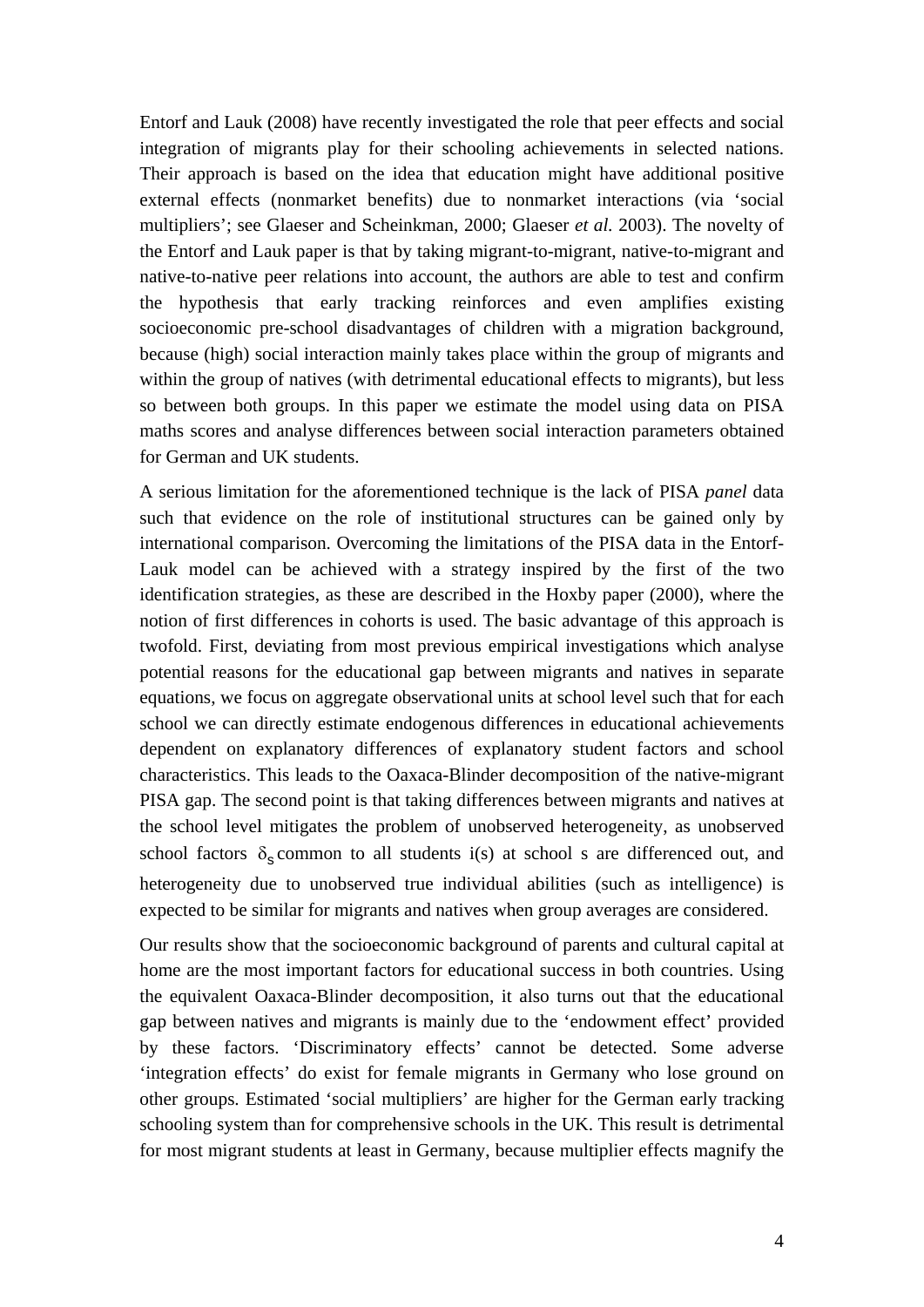Entorf and Lauk (2008) have recently investigated the role that peer effects and social integration of migrants play for their schooling achievements in selected nations. Their approach is based on the idea that education might have additional positive external effects (nonmarket benefits) due to nonmarket interactions (via 'social multipliers'; see Glaeser and Scheinkman, 2000; Glaeser *et al.* 2003). The novelty of the Entorf and Lauk paper is that by taking migrant-to-migrant, native-to-migrant and native-to-native peer relations into account, the authors are able to test and confirm the hypothesis that early tracking reinforces and even amplifies existing socioeconomic pre-school disadvantages of children with a migration background, because (high) social interaction mainly takes place within the group of migrants and within the group of natives (with detrimental educational effects to migrants), but less so between both groups. In this paper we estimate the model using data on PISA maths scores and analyse differences between social interaction parameters obtained for German and UK students.

A serious limitation for the aforementioned technique is the lack of PISA *panel* data such that evidence on the role of institutional structures can be gained only by international comparison. Overcoming the limitations of the PISA data in the Entorf-Lauk model can be achieved with a strategy inspired by the first of the two identification strategies, as these are described in the Hoxby paper (2000), where the notion of first differences in cohorts is used. The basic advantage of this approach is twofold. First, deviating from most previous empirical investigations which analyse potential reasons for the educational gap between migrants and natives in separate equations, we focus on aggregate observational units at school level such that for each school we can directly estimate endogenous differences in educational achievements dependent on explanatory differences of explanatory student factors and school characteristics. This leads to the Oaxaca-Blinder decomposition of the native-migrant PISA gap. The second point is that taking differences between migrants and natives at the school level mitigates the problem of unobserved heterogeneity, as unobserved school factors $\delta_s$ common to all students i(s) at school s are differenced out, and heterogeneity due to unobserved true individual abilities (such as intelligence) is expected to be similar for migrants and natives when group averages are considered.

Our results show that the socioeconomic background of parents and cultural capital at home are the most important factors for educational success in both countries. Using the equivalent Oaxaca-Blinder decomposition, it also turns out that the educational gap between natives and migrants is mainly due to the 'endowment effect' provided by these factors. 'Discriminatory effects' cannot be detected. Some adverse 'integration effects' do exist for female migrants in Germany who lose ground on other groups. Estimated 'social multipliers' are higher for the German early tracking schooling system than for comprehensive schools in the UK. This result is detrimental for most migrant students at least in Germany, because multiplier effects magnify the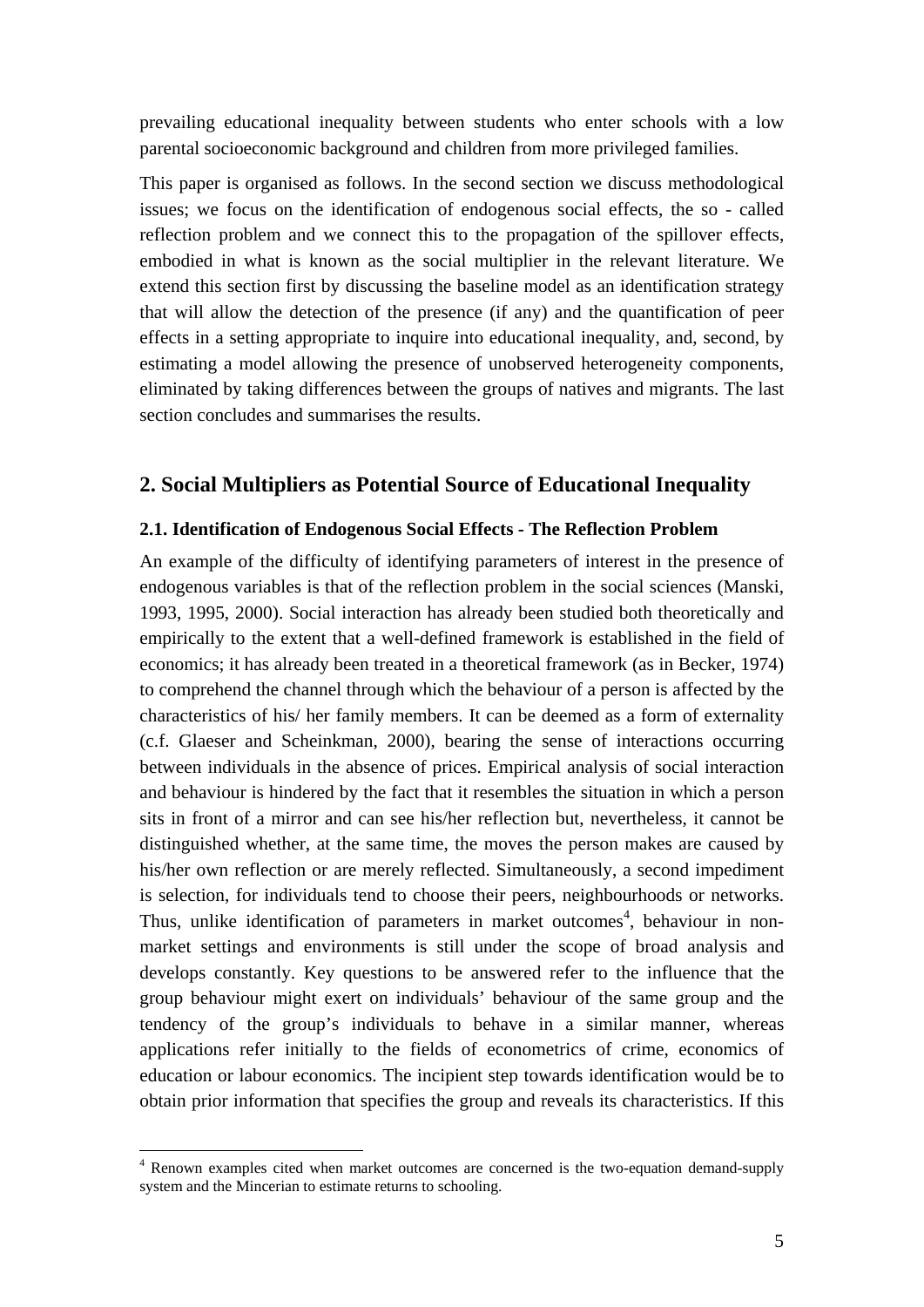prevailing educational inequality between students who enter schools with a low parental socioeconomic background and children from more privileged families.

This paper is organised as follows. In the second section we discuss methodological issues; we focus on the identification of endogenous social effects, the so - called reflection problem and we connect this to the propagation of the spillover effects, embodied in what is known as the social multiplier in the relevant literature. We extend this section first by discussing the baseline model as an identification strategy that will allow the detection of the presence (if any) and the quantification of peer effects in a setting appropriate to inquire into educational inequality, and, second, by estimating a model allowing the presence of unobserved heterogeneity components, eliminated by taking differences between the groups of natives and migrants. The last section concludes and summarises the results.

## 2. Social Multipliers as Potential Source of Educational Inequality

### 2.1. Identification of Endogenous Social Effects - The Reflection Problem

An example of the difficulty of identifying parameters of interest in the presence of endogenous variables is that of the reflection problem in the social sciences (Manski, 1993, 1995, 2000). Social interaction has already been studied both theoretically and empirically to the extent that a well-defined framework is established in the field of economics; it has already been treated in a theoretical framework (as in Becker, 1974) to comprehend the channel through which the behaviour of a person is affected by the characteristics of his/ her family members. It can be deemed as a form of externality (c.f. Glaeser and Scheinkman, 2000), bearing the sense of interactions occurring between individuals in the absence of prices. Empirical analysis of social interaction and behaviour is hindered by the fact that it resembles the situation in which a person sits in front of a mirror and can see his/her reflection but, nevertheless, it cannot be distinguished whether, at the same time, the moves the person makes are caused by his/her own reflection or are merely reflected. Simultaneously, a second impediment is selection, for individuals tend to choose their peers, neighbourhoods or networks. Thus, unlike identification of parameters in market outcomes[4], behaviour in non-market settings and environments is still under the scope of broad analysis and develops constantly. Key questions to be answered refer to the influence that the group behaviour might exert on individuals' behaviour of the same group and the tendency of the group's individuals to behave in a similar manner, whereas applications refer initially to the fields of econometrics of crime, economics of education or labour economics. The incipient step towards identification would be to obtain prior information that specifies the group and reveals its characteristics. If this

[4] Renown examples cited when market outcomes are concerned is the two-equation demand-supply system and the Mincerian to estimate returns to schooling.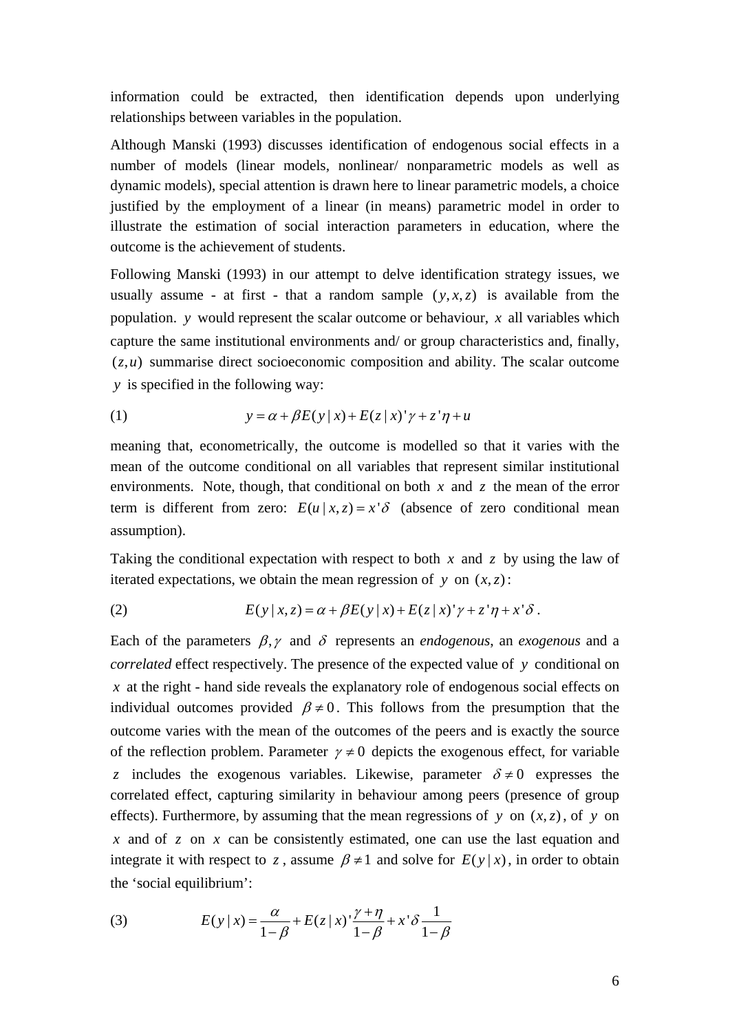information could be extracted, then identification depends upon underlying relationships between variables in the population.

Although Manski (1993) discusses identification of endogenous social effects in a number of models (linear models, nonlinear/ nonparametric models as well as dynamic models), special attention is drawn here to linear parametric models, a choice justified by the employment of a linear (in means) parametric model in order to illustrate the estimation of social interaction parameters in education, where the outcome is the achievement of students.

Following Manski (1993) in our attempt to delve identification strategy issues, we usually assume - at first - that a random sample $(y, x, z)$ is available from the population. $y$ would represent the scalar outcome or behaviour, $x$ all variables which capture the same institutional environments and/ or group characteristics and, finally, $(z, u)$ summarise direct socioeconomic composition and ability. The scalar outcome $y$ is specified in the following way:

$$(1) \qquad y = \alpha + \beta E(y \mid x) + E(z \mid x)'\gamma + z'\eta + u$$

meaning that, econometrically, the outcome is modelled so that it varies with the mean of the outcome conditional on all variables that represent similar institutional environments. Note, though, that conditional on both $x$ and $z$ the mean of the error term is different from zero: $E(u \mid x, z) = x'\delta$ (absence of zero conditional mean assumption).

Taking the conditional expectation with respect to both $x$ and $z$ by using the law of iterated expectations, we obtain the mean regression of $y$ on $(x, z)$:

$$(2) \qquad E(y \mid x, z) = \alpha + \beta E(y \mid x) + E(z \mid x)'\gamma + z'\eta + x'\delta \, .$$

Each of the parameters $\beta, \gamma$ and $\delta$ represents an *endogenous*, an *exogenous* and a *correlated* effect respectively. The presence of the expected value of $y$ conditional on $x$ at the right - hand side reveals the explanatory role of endogenous social effects on individual outcomes provided $\beta \neq 0$. This follows from the presumption that the outcome varies with the mean of the outcomes of the peers and is exactly the source of the reflection problem. Parameter $\gamma \neq 0$ depicts the exogenous effect, for variable $z$ includes the exogenous variables. Likewise, parameter $\delta \neq 0$ expresses the correlated effect, capturing similarity in behaviour among peers (presence of group effects). Furthermore, by assuming that the mean regressions of $y$ on $(x, z)$, of $y$ on $x$ and of $z$ on $x$ can be consistently estimated, one can use the last equation and integrate it with respect to $z$, assume $\beta \neq 1$ and solve for $E(y \mid x)$, in order to obtain the 'social equilibrium':

$$(3) \qquad E(y \mid x) = \frac{\alpha}{1-\beta} + E(z \mid x)'\frac{\gamma + \eta}{1-\beta} + x'\delta \frac{1}{1-\beta}$$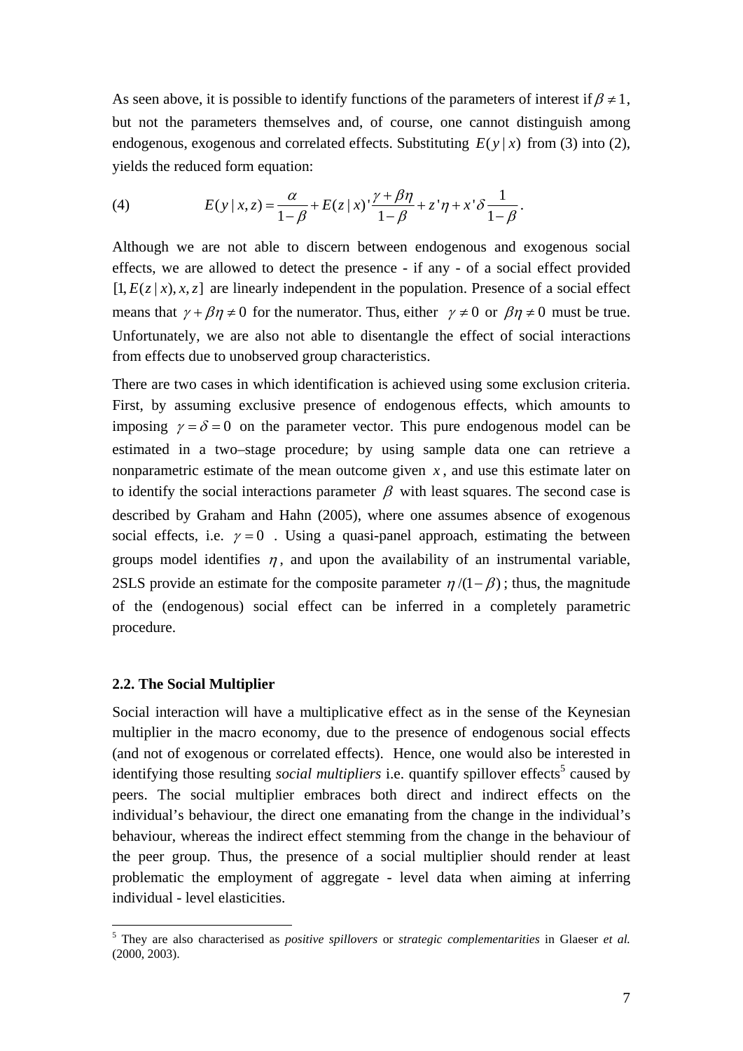As seen above, it is possible to identify functions of the parameters of interest if $\beta \neq 1$, but not the parameters themselves and, of course, one cannot distinguish among endogenous, exogenous and correlated effects. Substituting $E(y \mid x)$ from (3) into (2), yields the reduced form equation:

$$(4) \qquad E(y \mid x, z) = \frac{\alpha}{1-\beta} + E(z \mid x)' \frac{\gamma + \beta\eta}{1-\beta} + z'\eta + x'\delta \frac{1}{1-\beta}.$$

Although we are not able to discern between endogenous and exogenous social effects, we are allowed to detect the presence - if any - of a social effect provided $[1, E(z \mid x), x, z]$ are linearly independent in the population. Presence of a social effect means that $\gamma + \beta\eta \neq 0$ for the numerator. Thus, either $\gamma \neq 0$ or $\beta\eta \neq 0$ must be true. Unfortunately, we are also not able to disentangle the effect of social interactions from effects due to unobserved group characteristics.

There are two cases in which identification is achieved using some exclusion criteria. First, by assuming exclusive presence of endogenous effects, which amounts to imposing $\gamma = \delta = 0$ on the parameter vector. This pure endogenous model can be estimated in a two–stage procedure; by using sample data one can retrieve a nonparametric estimate of the mean outcome given $x$, and use this estimate later on to identify the social interactions parameter $\beta$ with least squares. The second case is described by Graham and Hahn (2005), where one assumes absence of exogenous social effects, i.e. $\gamma = 0$. Using a quasi-panel approach, estimating the between groups model identifies $\eta$, and upon the availability of an instrumental variable, 2SLS provide an estimate for the composite parameter $\eta/(1-\beta)$; thus, the magnitude of the (endogenous) social effect can be inferred in a completely parametric procedure.

### 2.2. The Social Multiplier

Social interaction will have a multiplicative effect as in the sense of the Keynesian multiplier in the macro economy, due to the presence of endogenous social effects (and not of exogenous or correlated effects). Hence, one would also be interested in identifying those resulting *social multipliers* i.e. quantify spillover effects[5] caused by peers. The social multiplier embraces both direct and indirect effects on the individual's behaviour, the direct one emanating from the change in the individual's behaviour, whereas the indirect effect stemming from the change in the behaviour of the peer group. Thus, the presence of a social multiplier should render at least problematic the employment of aggregate - level data when aiming at inferring individual - level elasticities.

---

[5] They are also characterised as *positive spillovers* or *strategic complementarities* in Glaeser *et al.* (2000, 2003).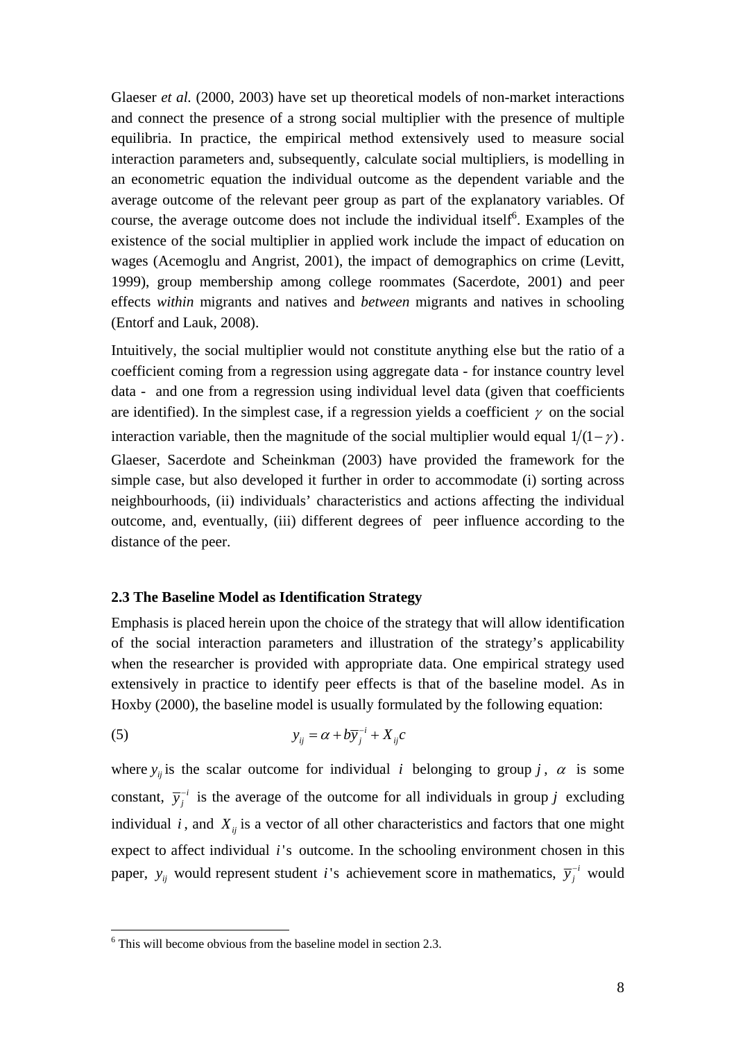Glaeser *et al.* (2000, 2003) have set up theoretical models of non-market interactions and connect the presence of a strong social multiplier with the presence of multiple equilibria. In practice, the empirical method extensively used to measure social interaction parameters and, subsequently, calculate social multipliers, is modelling in an econometric equation the individual outcome as the dependent variable and the average outcome of the relevant peer group as part of the explanatory variables. Of course, the average outcome does not include the individual itself[6]. Examples of the existence of the social multiplier in applied work include the impact of education on wages (Acemoglu and Angrist, 2001), the impact of demographics on crime (Levitt, 1999), group membership among college roommates (Sacerdote, 2001) and peer effects *within* migrants and natives and *between* migrants and natives in schooling (Entorf and Lauk, 2008).

Intuitively, the social multiplier would not constitute anything else but the ratio of a coefficient coming from a regression using aggregate data - for instance country level data - and one from a regression using individual level data (given that coefficients are identified). In the simplest case, if a regression yields a coefficient $\gamma$ on the social interaction variable, then the magnitude of the social multiplier would equal $1/(1-\gamma)$. Glaeser, Sacerdote and Scheinkman (2003) have provided the framework for the simple case, but also developed it further in order to accommodate (i) sorting across neighbourhoods, (ii) individuals' characteristics and actions affecting the individual outcome, and, eventually, (iii) different degrees of peer influence according to the distance of the peer.

### 2.3 The Baseline Model as Identification Strategy

Emphasis is placed herein upon the choice of the strategy that will allow identification of the social interaction parameters and illustration of the strategy's applicability when the researcher is provided with appropriate data. One empirical strategy used extensively in practice to identify peer effects is that of the baseline model. As in Hoxby (2000), the baseline model is usually formulated by the following equation:

$$y_{ij} = \alpha + b\overline{y}_j^{-i} + X_{ij}c \tag{5}$$

where $y_{ij}$ is the scalar outcome for individual $i$ belonging to group $j$, $\alpha$ is some constant, $\overline{y}_j^{-i}$ is the average of the outcome for all individuals in group $j$ excluding individual $i$, and $X_{ij}$ is a vector of all other characteristics and factors that one might expect to affect individual $i$'s outcome. In the schooling environment chosen in this paper, $y_{ij}$ would represent student $i$'s achievement score in mathematics, $\overline{y}_j^{-i}$ would

---

[6] This will become obvious from the baseline model in section 2.3.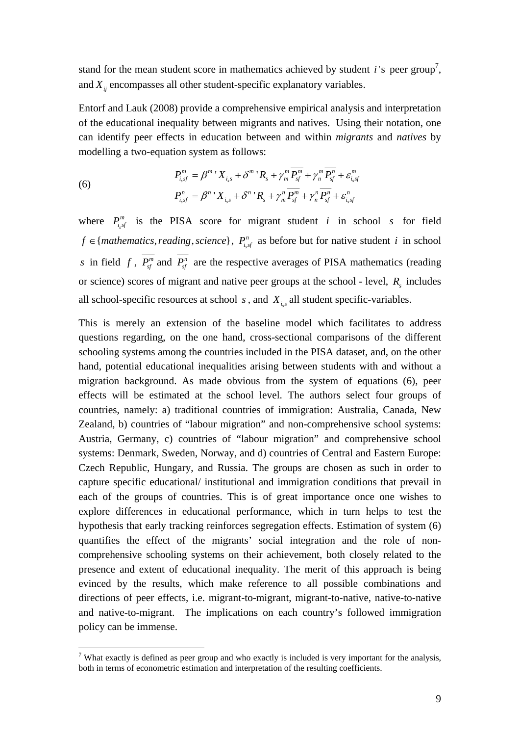stand for the mean student score in mathematics achieved by student $i$'s peer group[7], and $X_{ij}$ encompasses all other student-specific explanatory variables.

Entorf and Lauk (2008) provide a comprehensive empirical analysis and interpretation of the educational inequality between migrants and natives. Using their notation, one can identify peer effects in education between and within *migrants* and *natives* by modelling a two-equation system as follows:

$$
\begin{aligned}
P^{m}_{i_s sf} &= \beta^{m}{}' X_{i_s s} + \delta^{m}{}' R_s + \gamma^{m}_{m} \overline{P^{m}_{sf}} + \gamma^{m}_{n} \overline{P^{n}_{sf}} + \varepsilon^{m}_{i_s sf} \\
P^{n}_{i_s sf} &= \beta^{n}{}' X_{i_s s} + \delta^{n}{}' R_s + \gamma^{n}_{m} \overline{P^{m}_{sf}} + \gamma^{n}_{n} \overline{P^{n}_{sf}} + \varepsilon^{n}_{i_s sf}
\end{aligned}
\qquad (6)
$$

where $P^{m}_{i_s sf}$ is the PISA score for migrant student $i$ in school $s$ for field $f \in \{mathematics, reading, science\}$, $P^{n}_{i_s sf}$ as before but for native student $i$ in school $s$ in field $f$, $\overline{P^{m}_{sf}}$ and $\overline{P^{n}_{sf}}$ are the respective averages of PISA mathematics (reading or science) scores of migrant and native peer groups at the school - level, $R_s$ includes all school-specific resources at school $s$, and $X_{i_s s}$ all student specific-variables.

This is merely an extension of the baseline model which facilitates to address questions regarding, on the one hand, cross-sectional comparisons of the different schooling systems among the countries included in the PISA dataset, and, on the other hand, potential educational inequalities arising between students with and without a migration background. As made obvious from the system of equations (6), peer effects will be estimated at the school level. The authors select four groups of countries, namely: a) traditional countries of immigration: Australia, Canada, New Zealand, b) countries of "labour migration" and non-comprehensive school systems: Austria, Germany, c) countries of "labour migration" and comprehensive school systems: Denmark, Sweden, Norway, and d) countries of Central and Eastern Europe: Czech Republic, Hungary, and Russia. The groups are chosen as such in order to capture specific educational/ institutional and immigration conditions that prevail in each of the groups of countries. This is of great importance once one wishes to explore differences in educational performance, which in turn helps to test the hypothesis that early tracking reinforces segregation effects. Estimation of system (6) quantifies the effect of the migrants' social integration and the role of non-comprehensive schooling systems on their achievement, both closely related to the presence and extent of educational inequality. The merit of this approach is being evinced by the results, which make reference to all possible combinations and directions of peer effects, i.e. migrant-to-migrant, migrant-to-native, native-to-native and native-to-migrant. The implications on each country's followed immigration policy can be immense.

[7] What exactly is defined as peer group and who exactly is included is very important for the analysis, both in terms of econometric estimation and interpretation of the resulting coefficients.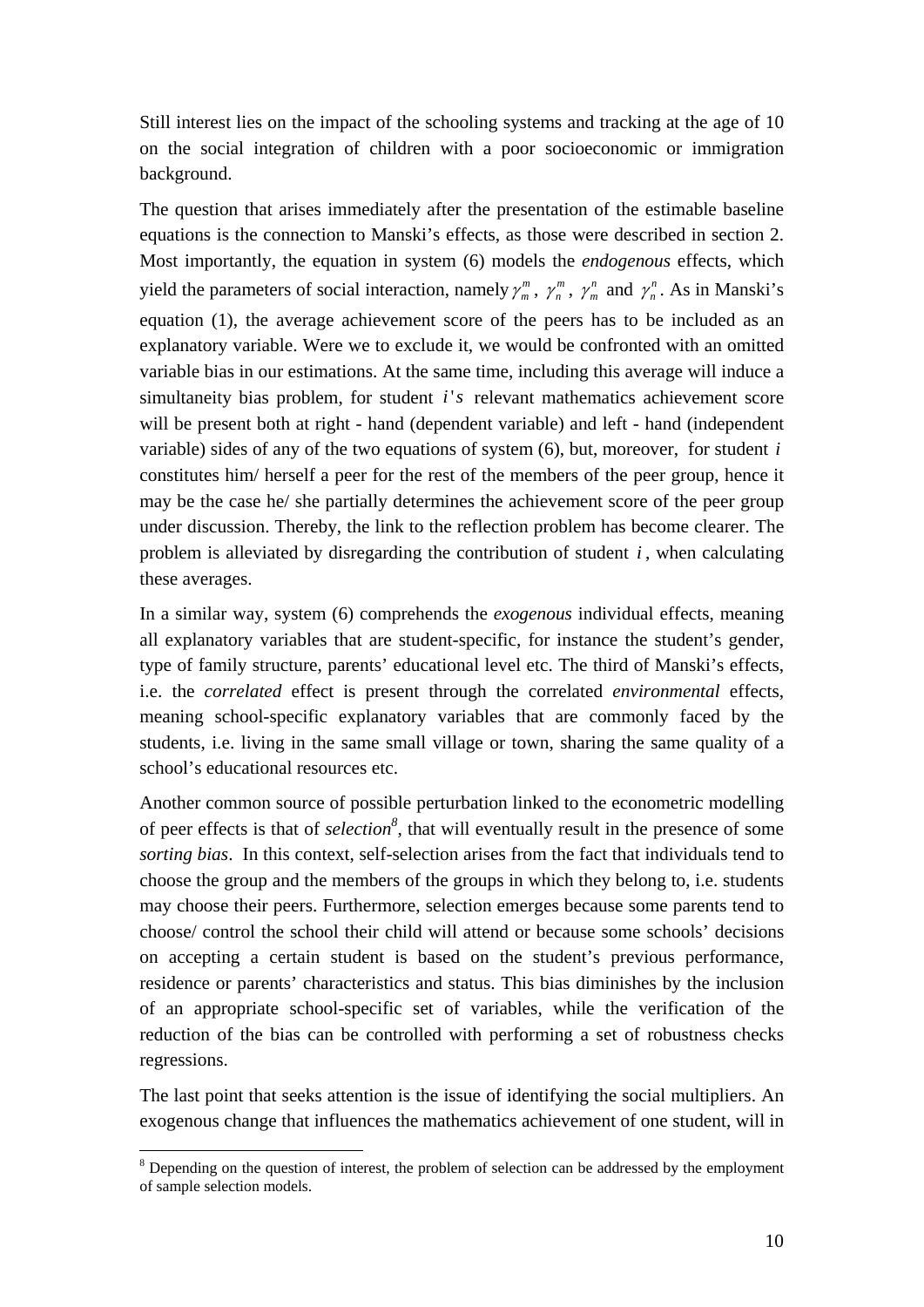Still interest lies on the impact of the schooling systems and tracking at the age of 10 on the social integration of children with a poor socioeconomic or immigration background.

The question that arises immediately after the presentation of the estimable baseline equations is the connection to Manski's effects, as those were described in section 2. Most importantly, the equation in system (6) models the *endogenous* effects, which yield the parameters of social interaction, namely $\gamma_m^m$, $\gamma_n^m$, $\gamma_m^n$ and $\gamma_n^n$. As in Manski's equation (1), the average achievement score of the peers has to be included as an explanatory variable. Were we to exclude it, we would be confronted with an omitted variable bias in our estimations. At the same time, including this average will induce a simultaneity bias problem, for student $i's$ relevant mathematics achievement score will be present both at right - hand (dependent variable) and left - hand (independent variable) sides of any of the two equations of system (6), but, moreover, for student $i$ constitutes him/ herself a peer for the rest of the members of the peer group, hence it may be the case he/ she partially determines the achievement score of the peer group under discussion. Thereby, the link to the reflection problem has become clearer. The problem is alleviated by disregarding the contribution of student $i$, when calculating these averages.

In a similar way, system (6) comprehends the *exogenous* individual effects, meaning all explanatory variables that are student-specific, for instance the student's gender, type of family structure, parents' educational level etc. The third of Manski's effects, i.e. the *correlated* effect is present through the correlated *environmental* effects, meaning school-specific explanatory variables that are commonly faced by the students, i.e. living in the same small village or town, sharing the same quality of a school's educational resources etc.

Another common source of possible perturbation linked to the econometric modelling of peer effects is that of *selection*[8], that will eventually result in the presence of some *sorting bias*. In this context, self-selection arises from the fact that individuals tend to choose the group and the members of the groups in which they belong to, i.e. students may choose their peers. Furthermore, selection emerges because some parents tend to choose/ control the school their child will attend or because some schools' decisions on accepting a certain student is based on the student's previous performance, residence or parents' characteristics and status. This bias diminishes by the inclusion of an appropriate school-specific set of variables, while the verification of the reduction of the bias can be controlled with performing a set of robustness checks regressions.

The last point that seeks attention is the issue of identifying the social multipliers. An exogenous change that influences the mathematics achievement of one student, will in

[8] Depending on the question of interest, the problem of selection can be addressed by the employment of sample selection models.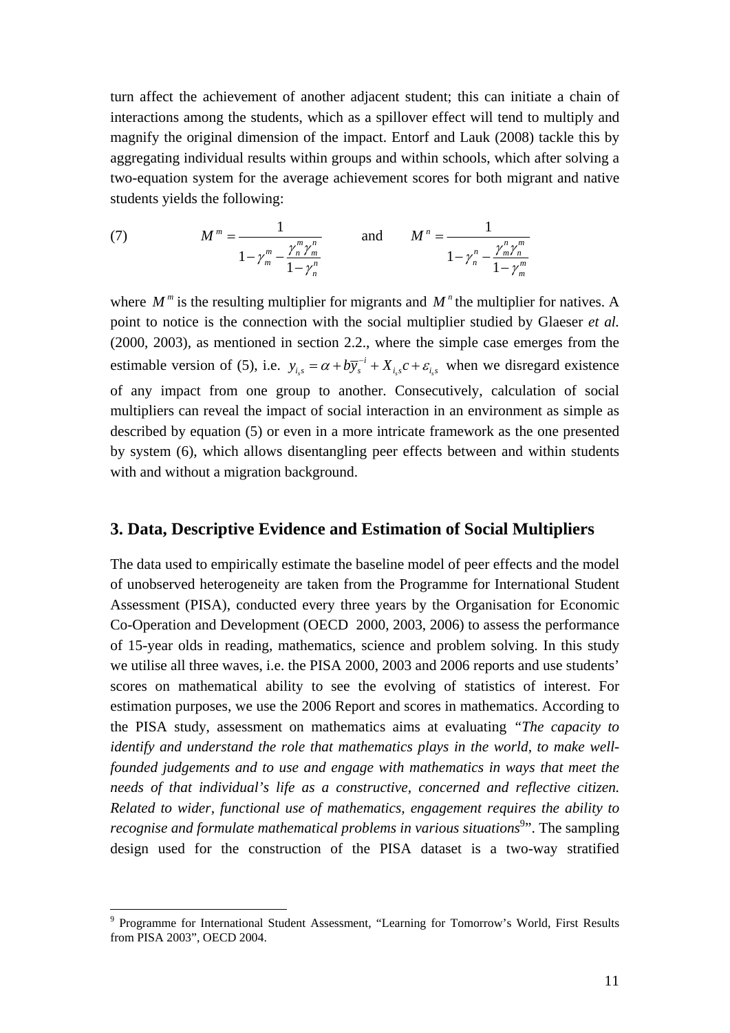turn affect the achievement of another adjacent student; this can initiate a chain of interactions among the students, which as a spillover effect will tend to multiply and magnify the original dimension of the impact. Entorf and Lauk (2008) tackle this by aggregating individual results within groups and within schools, which after solving a two-equation system for the average achievement scores for both migrant and native students yields the following:

$$(7) \qquad M^m = \frac{1}{1-\gamma_m^m - \frac{\gamma_n^m \gamma_m^n}{1-\gamma_n^n}} \qquad \text{and} \qquad M^n = \frac{1}{1-\gamma_n^n - \frac{\gamma_m^n \gamma_n^m}{1-\gamma_m^m}}$$

where $M^m$ is the resulting multiplier for migrants and $M^n$ the multiplier for natives. A point to notice is the connection with the social multiplier studied by Glaeser *et al.* (2000, 2003), as mentioned in section 2.2., where the simple case emerges from the estimable version of (5), i.e. $y_{i_s s} = \alpha + b\overline{y}_s^{-i} + X_{i_s s}c + \varepsilon_{i_s s}$ when we disregard existence of any impact from one group to another. Consecutively, calculation of social multipliers can reveal the impact of social interaction in an environment as simple as described by equation (5) or even in a more intricate framework as the one presented by system (6), which allows disentangling peer effects between and within students with and without a migration background.

## 3. Data, Descriptive Evidence and Estimation of Social Multipliers

The data used to empirically estimate the baseline model of peer effects and the model of unobserved heterogeneity are taken from the Programme for International Student Assessment (PISA), conducted every three years by the Organisation for Economic Co-Operation and Development (OECD 2000, 2003, 2006) to assess the performance of 15-year olds in reading, mathematics, science and problem solving. In this study we utilise all three waves, i.e. the PISA 2000, 2003 and 2006 reports and use students' scores on mathematical ability to see the evolving of statistics of interest. For estimation purposes, we use the 2006 Report and scores in mathematics. According to the PISA study, assessment on mathematics aims at evaluating "*The capacity to identify and understand the role that mathematics plays in the world, to make well-founded judgements and to use and engage with mathematics in ways that meet the needs of that individual's life as a constructive, concerned and reflective citizen. Related to wider, functional use of mathematics, engagement requires the ability to recognise and formulate mathematical problems in various situations*[9]". The sampling design used for the construction of the PISA dataset is a two-way stratified

---

[9] Programme for International Student Assessment, "Learning for Tomorrow's World, First Results from PISA 2003", OECD 2004.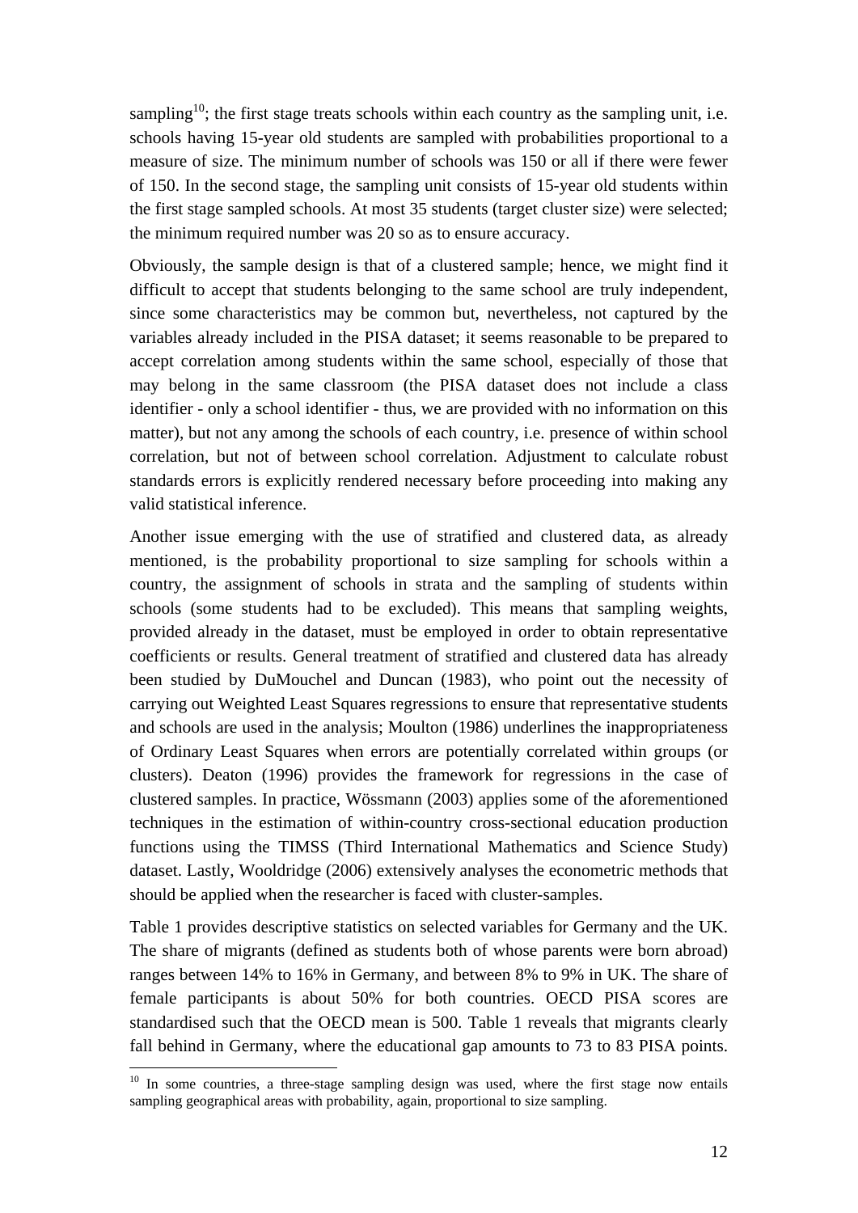sampling[10]; the first stage treats schools within each country as the sampling unit, i.e. schools having 15-year old students are sampled with probabilities proportional to a measure of size. The minimum number of schools was 150 or all if there were fewer of 150. In the second stage, the sampling unit consists of 15-year old students within the first stage sampled schools. At most 35 students (target cluster size) were selected; the minimum required number was 20 so as to ensure accuracy.

Obviously, the sample design is that of a clustered sample; hence, we might find it difficult to accept that students belonging to the same school are truly independent, since some characteristics may be common but, nevertheless, not captured by the variables already included in the PISA dataset; it seems reasonable to be prepared to accept correlation among students within the same school, especially of those that may belong in the same classroom (the PISA dataset does not include a class identifier - only a school identifier - thus, we are provided with no information on this matter), but not any among the schools of each country, i.e. presence of within school correlation, but not of between school correlation. Adjustment to calculate robust standards errors is explicitly rendered necessary before proceeding into making any valid statistical inference.

Another issue emerging with the use of stratified and clustered data, as already mentioned, is the probability proportional to size sampling for schools within a country, the assignment of schools in strata and the sampling of students within schools (some students had to be excluded). This means that sampling weights, provided already in the dataset, must be employed in order to obtain representative coefficients or results. General treatment of stratified and clustered data has already been studied by DuMouchel and Duncan (1983), who point out the necessity of carrying out Weighted Least Squares regressions to ensure that representative students and schools are used in the analysis; Moulton (1986) underlines the inappropriateness of Ordinary Least Squares when errors are potentially correlated within groups (or clusters). Deaton (1996) provides the framework for regressions in the case of clustered samples. In practice, Wössmann (2003) applies some of the aforementioned techniques in the estimation of within-country cross-sectional education production functions using the TIMSS (Third International Mathematics and Science Study) dataset. Lastly, Wooldridge (2006) extensively analyses the econometric methods that should be applied when the researcher is faced with cluster-samples.

Table 1 provides descriptive statistics on selected variables for Germany and the UK. The share of migrants (defined as students both of whose parents were born abroad) ranges between 14% to 16% in Germany, and between 8% to 9% in UK. The share of female participants is about 50% for both countries. OECD PISA scores are standardised such that the OECD mean is 500. Table 1 reveals that migrants clearly fall behind in Germany, where the educational gap amounts to 73 to 83 PISA points.

[10] In some countries, a three-stage sampling design was used, where the first stage now entails sampling geographical areas with probability, again, proportional to size sampling.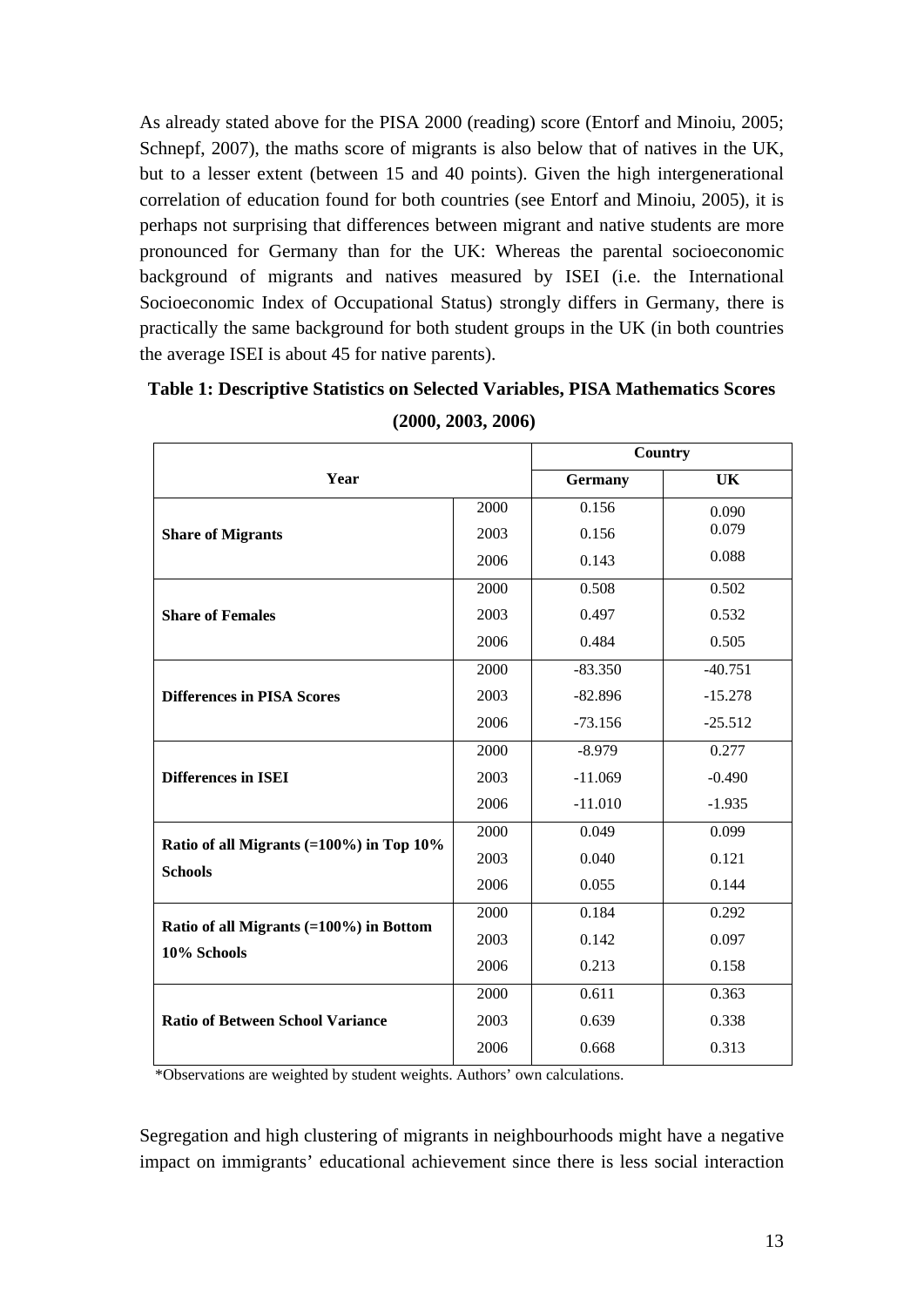As already stated above for the PISA 2000 (reading) score (Entorf and Minoiu, 2005; Schnepf, 2007), the maths score of migrants is also below that of natives in the UK, but to a lesser extent (between 15 and 40 points). Given the high intergenerational correlation of education found for both countries (see Entorf and Minoiu, 2005), it is perhaps not surprising that differences between migrant and native students are more pronounced for Germany than for the UK: Whereas the parental socioeconomic background of migrants and natives measured by ISEI (i.e. the International Socioeconomic Index of Occupational Status) strongly differs in Germany, there is practically the same background for both student groups in the UK (in both countries the average ISEI is about 45 for native parents).

**Table 1: Descriptive Statistics on Selected Variables, PISA Mathematics Scores (2000, 2003, 2006)**

| Year | | Country | |
|---|---|---|---|
| | | **Germany** | **UK** |
| **Share of Migrants** | 2000 | 0.156 | 0.090 |
| | 2003 | 0.156 | 0.079 |
| | 2006 | 0.143 | 0.088 |
| **Share of Females** | 2000 | 0.508 | 0.502 |
| | 2003 | 0.497 | 0.532 |
| | 2006 | 0.484 | 0.505 |
| **Differences in PISA Scores** | 2000 | -83.350 | -40.751 |
| | 2003 | -82.896 | -15.278 |
| | 2006 | -73.156 | -25.512 |
| **Differences in ISEI** | 2000 | -8.979 | 0.277 |
| | 2003 | -11.069 | -0.490 |
| | 2006 | -11.010 | -1.935 |
| **Ratio of all Migrants (=100%) in Top 10% Schools** | 2000 | 0.049 | 0.099 |
| | 2003 | 0.040 | 0.121 |
| | 2006 | 0.055 | 0.144 |
| **Ratio of all Migrants (=100%) in Bottom 10% Schools** | 2000 | 0.184 | 0.292 |
| | 2003 | 0.142 | 0.097 |
| | 2006 | 0.213 | 0.158 |
| **Ratio of Between School Variance** | 2000 | 0.611 | 0.363 |
| | 2003 | 0.639 | 0.338 |
| | 2006 | 0.668 | 0.313 |

*Observations are weighted by student weights. Authors' own calculations.

Segregation and high clustering of migrants in neighbourhoods might have a negative impact on immigrants' educational achievement since there is less social interaction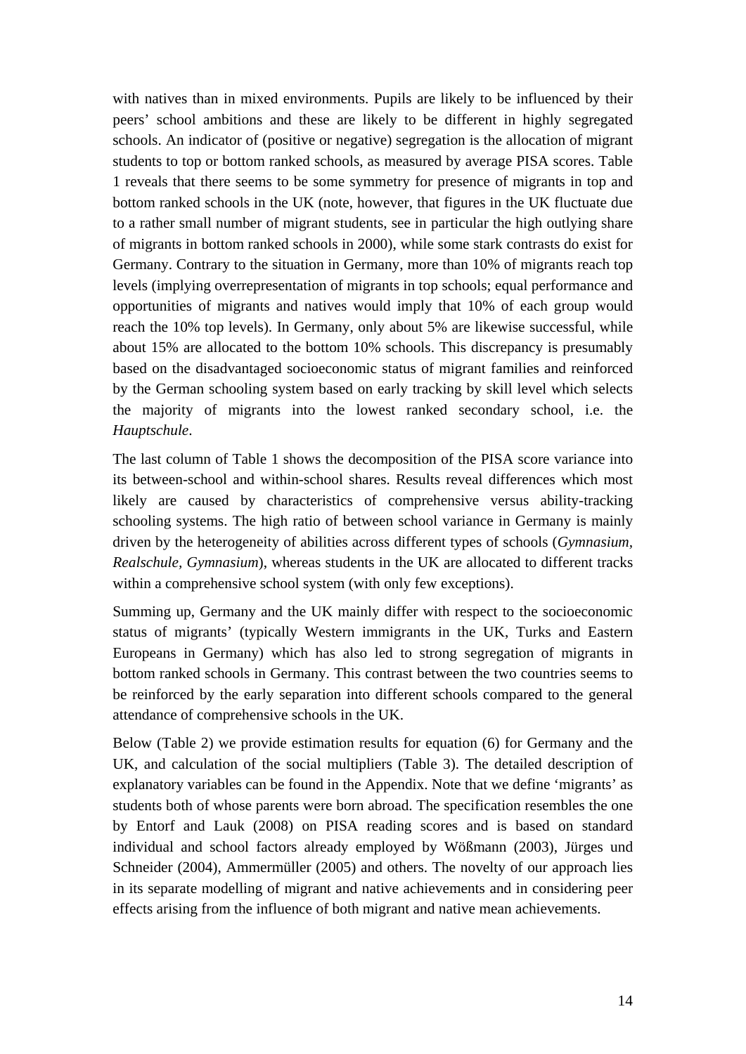with natives than in mixed environments. Pupils are likely to be influenced by their peers' school ambitions and these are likely to be different in highly segregated schools. An indicator of (positive or negative) segregation is the allocation of migrant students to top or bottom ranked schools, as measured by average PISA scores. Table 1 reveals that there seems to be some symmetry for presence of migrants in top and bottom ranked schools in the UK (note, however, that figures in the UK fluctuate due to a rather small number of migrant students, see in particular the high outlying share of migrants in bottom ranked schools in 2000), while some stark contrasts do exist for Germany. Contrary to the situation in Germany, more than 10% of migrants reach top levels (implying overrepresentation of migrants in top schools; equal performance and opportunities of migrants and natives would imply that 10% of each group would reach the 10% top levels). In Germany, only about 5% are likewise successful, while about 15% are allocated to the bottom 10% schools. This discrepancy is presumably based on the disadvantaged socioeconomic status of migrant families and reinforced by the German schooling system based on early tracking by skill level which selects the majority of migrants into the lowest ranked secondary school, i.e. the *Hauptschule*.

The last column of Table 1 shows the decomposition of the PISA score variance into its between-school and within-school shares. Results reveal differences which most likely are caused by characteristics of comprehensive versus ability-tracking schooling systems. The high ratio of between school variance in Germany is mainly driven by the heterogeneity of abilities across different types of schools (*Gymnasium, Realschule, Gymnasium*), whereas students in the UK are allocated to different tracks within a comprehensive school system (with only few exceptions).

Summing up, Germany and the UK mainly differ with respect to the socioeconomic status of migrants' (typically Western immigrants in the UK, Turks and Eastern Europeans in Germany) which has also led to strong segregation of migrants in bottom ranked schools in Germany. This contrast between the two countries seems to be reinforced by the early separation into different schools compared to the general attendance of comprehensive schools in the UK.

Below (Table 2) we provide estimation results for equation (6) for Germany and the UK, and calculation of the social multipliers (Table 3). The detailed description of explanatory variables can be found in the Appendix. Note that we define 'migrants' as students both of whose parents were born abroad. The specification resembles the one by Entorf and Lauk (2008) on PISA reading scores and is based on standard individual and school factors already employed by Wößmann (2003), Jürges und Schneider (2004), Ammermüller (2005) and others. The novelty of our approach lies in its separate modelling of migrant and native achievements and in considering peer effects arising from the influence of both migrant and native mean achievements.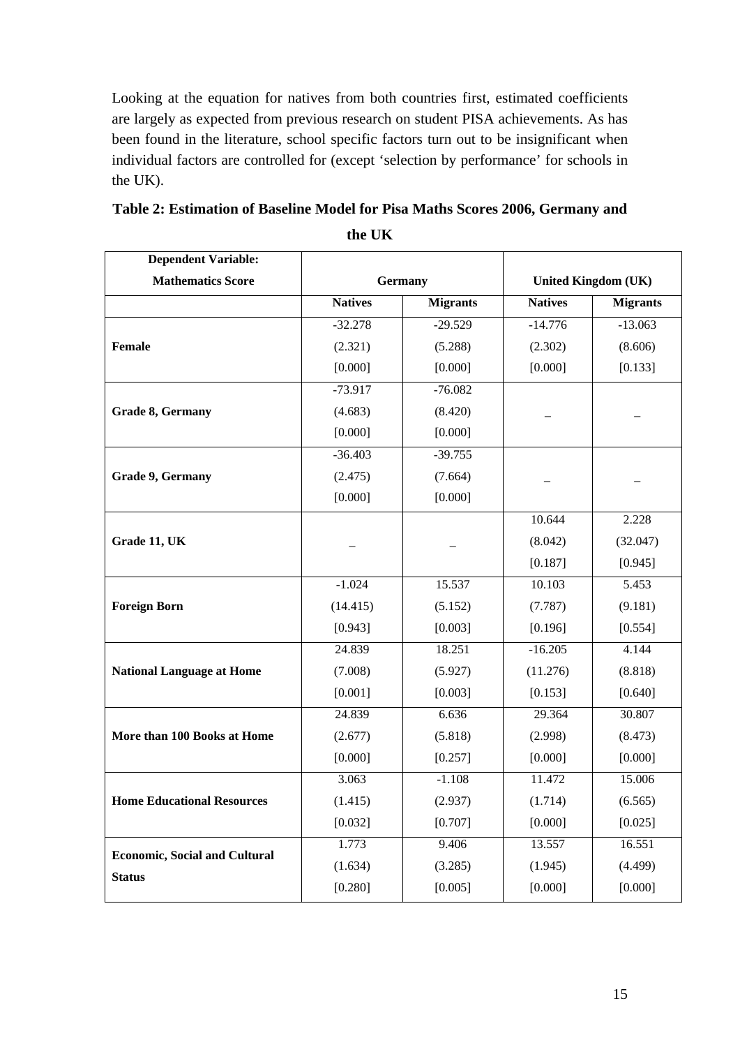Looking at the equation for natives from both countries first, estimated coefficients are largely as expected from previous research on student PISA achievements. As has been found in the literature, school specific factors turn out to be insignificant when individual factors are controlled for (except 'selection by performance' for schools in the UK).

**Table 2: Estimation of Baseline Model for Pisa Maths Scores 2006, Germany and the UK**

| Dependent Variable: Mathematics Score | Germany | | United Kingdom (UK) | |
|---|---|---|---|---|
| | **Natives** | **Migrants** | **Natives** | **Migrants** |
| **Female** | -32.278<br>(2.321)<br>[0.000] | -29.529<br>(5.288)<br>[0.000] | -14.776<br>(2.302)<br>[0.000] | -13.063<br>(8.606)<br>[0.133] |
| **Grade 8, Germany** | -73.917<br>(4.683)<br>[0.000] | -76.082<br>(8.420)<br>[0.000] | _ | _ |
| **Grade 9, Germany** | -36.403<br>(2.475)<br>[0.000] | -39.755<br>(7.664)<br>[0.000] | _ | _ |
| **Grade 11, UK** | _ | _ | 10.644<br>(8.042)<br>[0.187] | 2.228<br>(32.047)<br>[0.945] |
| **Foreign Born** | -1.024<br>(14.415)<br>[0.943] | 15.537<br>(5.152)<br>[0.003] | 10.103<br>(7.787)<br>[0.196] | 5.453<br>(9.181)<br>[0.554] |
| **National Language at Home** | 24.839<br>(7.008)<br>[0.001] | 18.251<br>(5.927)<br>[0.003] | -16.205<br>(11.276)<br>[0.153] | 4.144<br>(8.818)<br>[0.640] |
| **More than 100 Books at Home** | 24.839<br>(2.677)<br>[0.000] | 6.636<br>(5.818)<br>[0.257] | 29.364<br>(2.998)<br>[0.000] | 30.807<br>(8.473)<br>[0.000] |
| **Home Educational Resources** | 3.063<br>(1.415)<br>[0.032] | -1.108<br>(2.937)<br>[0.707] | 11.472<br>(1.714)<br>[0.000] | 15.006<br>(6.565)<br>[0.025] |
| **Economic, Social and Cultural Status** | 1.773<br>(1.634)<br>[0.280] | 9.406<br>(3.285)<br>[0.005] | 13.557<br>(1.945)<br>[0.000] | 16.551<br>(4.499)<br>[0.000] |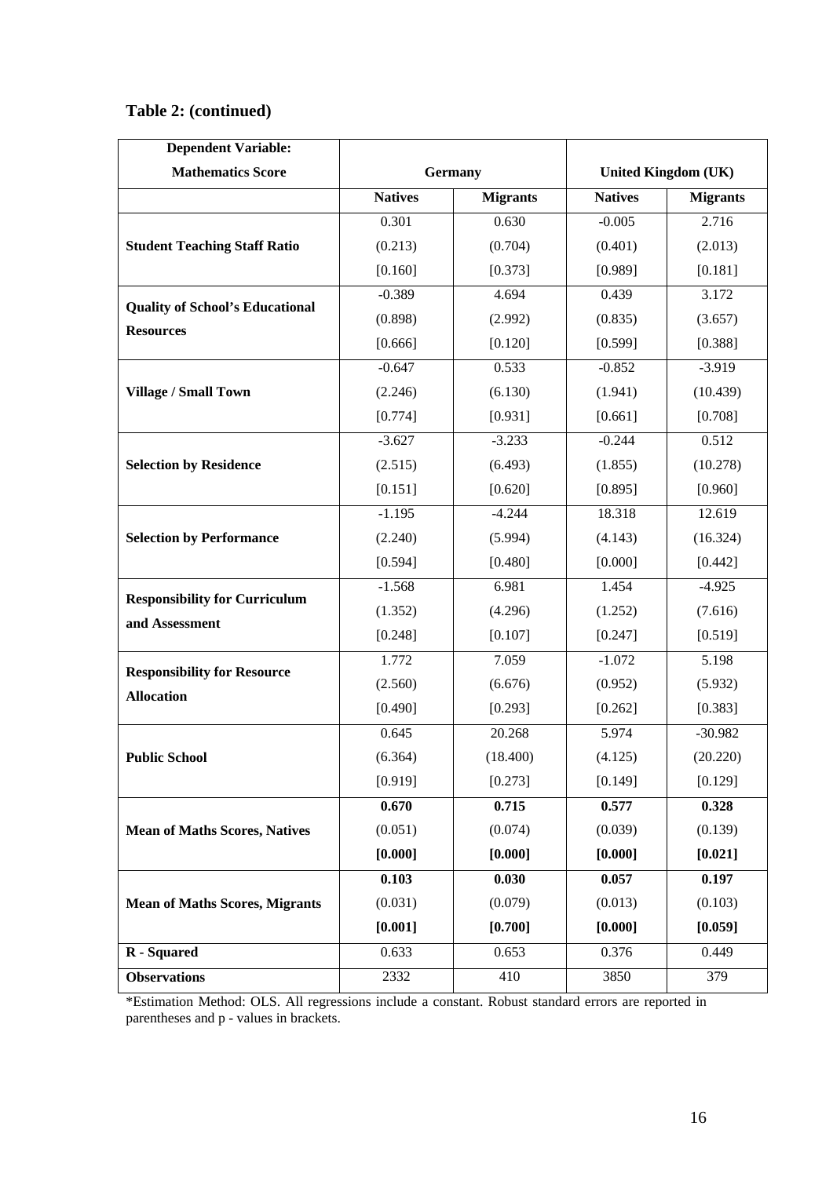**Table 2: (continued)**

| Dependent Variable: Mathematics Score | Germany | | United Kingdom (UK) | |
|---|---|---|---|---|
| | **Natives** | **Migrants** | **Natives** | **Migrants** |
| **Student Teaching Staff Ratio** | 0.301 | 0.630 | -0.005 | 2.716 |
| | (0.213) | (0.704) | (0.401) | (2.013) |
| | [0.160] | [0.373] | [0.989] | [0.181] |
| **Quality of School's Educational Resources** | -0.389 | 4.694 | 0.439 | 3.172 |
| | (0.898) | (2.992) | (0.835) | (3.657) |
| | [0.666] | [0.120] | [0.599] | [0.388] |
| **Village / Small Town** | -0.647 | 0.533 | -0.852 | -3.919 |
| | (2.246) | (6.130) | (1.941) | (10.439) |
| | [0.774] | [0.931] | [0.661] | [0.708] |
| **Selection by Residence** | -3.627 | -3.233 | -0.244 | 0.512 |
| | (2.515) | (6.493) | (1.855) | (10.278) |
| | [0.151] | [0.620] | [0.895] | [0.960] |
| **Selection by Performance** | -1.195 | -4.244 | 18.318 | 12.619 |
| | (2.240) | (5.994) | (4.143) | (16.324) |
| | [0.594] | [0.480] | [0.000] | [0.442] |
| **Responsibility for Curriculum and Assessment** | -1.568 | 6.981 | 1.454 | -4.925 |
| | (1.352) | (4.296) | (1.252) | (7.616) |
| | [0.248] | [0.107] | [0.247] | [0.519] |
| **Responsibility for Resource Allocation** | 1.772 | 7.059 | -1.072 | 5.198 |
| | (2.560) | (6.676) | (0.952) | (5.932) |
| | [0.490] | [0.293] | [0.262] | [0.383] |
| **Public School** | 0.645 | 20.268 | 5.974 | -30.982 |
| | (6.364) | (18.400) | (4.125) | (20.220) |
| | [0.919] | [0.273] | [0.149] | [0.129] |
| **Mean of Maths Scores, Natives** | **0.670** | **0.715** | **0.577** | **0.328** |
| | (0.051) | (0.074) | (0.039) | (0.139) |
| | **[0.000]** | **[0.000]** | **[0.000]** | **[0.021]** |
| **Mean of Maths Scores, Migrants** | **0.103** | **0.030** | **0.057** | **0.197** |
| | (0.031) | (0.079) | (0.013) | (0.103) |
| | **[0.001]** | **[0.700]** | **[0.000]** | **[0.059]** |
| **R - Squared** | 0.633 | 0.653 | 0.376 | 0.449 |
| **Observations** | 2332 | 410 | 3850 | 379 |

*Estimation Method: OLS. All regressions include a constant. Robust standard errors are reported in parentheses and p - values in brackets.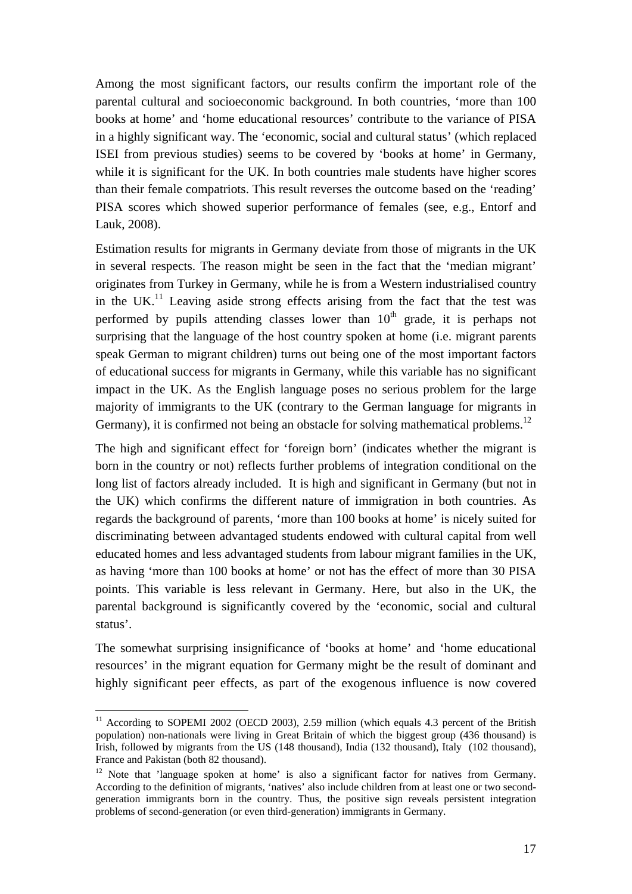Among the most significant factors, our results confirm the important role of the parental cultural and socioeconomic background. In both countries, 'more than 100 books at home' and 'home educational resources' contribute to the variance of PISA in a highly significant way. The 'economic, social and cultural status' (which replaced ISEI from previous studies) seems to be covered by 'books at home' in Germany, while it is significant for the UK. In both countries male students have higher scores than their female compatriots. This result reverses the outcome based on the 'reading' PISA scores which showed superior performance of females (see, e.g., Entorf and Lauk, 2008).

Estimation results for migrants in Germany deviate from those of migrants in the UK in several respects. The reason might be seen in the fact that the 'median migrant' originates from Turkey in Germany, while he is from a Western industrialised country in the UK.[11] Leaving aside strong effects arising from the fact that the test was performed by pupils attending classes lower than 10th grade, it is perhaps not surprising that the language of the host country spoken at home (i.e. migrant parents speak German to migrant children) turns out being one of the most important factors of educational success for migrants in Germany, while this variable has no significant impact in the UK. As the English language poses no serious problem for the large majority of immigrants to the UK (contrary to the German language for migrants in Germany), it is confirmed not being an obstacle for solving mathematical problems.[12]

The high and significant effect for 'foreign born' (indicates whether the migrant is born in the country or not) reflects further problems of integration conditional on the long list of factors already included. It is high and significant in Germany (but not in the UK) which confirms the different nature of immigration in both countries. As regards the background of parents, 'more than 100 books at home' is nicely suited for discriminating between advantaged students endowed with cultural capital from well educated homes and less advantaged students from labour migrant families in the UK, as having 'more than 100 books at home' or not has the effect of more than 30 PISA points. This variable is less relevant in Germany. Here, but also in the UK, the parental background is significantly covered by the 'economic, social and cultural status'.

The somewhat surprising insignificance of 'books at home' and 'home educational resources' in the migrant equation for Germany might be the result of dominant and highly significant peer effects, as part of the exogenous influence is now covered

---

[11] According to SOPEMI 2002 (OECD 2003), 2.59 million (which equals 4.3 percent of the British population) non-nationals were living in Great Britain of which the biggest group (436 thousand) is Irish, followed by migrants from the US (148 thousand), India (132 thousand), Italy (102 thousand), France and Pakistan (both 82 thousand).

[12] Note that 'language spoken at home' is also a significant factor for natives from Germany. According to the definition of migrants, 'natives' also include children from at least one or two second-generation immigrants born in the country. Thus, the positive sign reveals persistent integration problems of second-generation (or even third-generation) immigrants in Germany.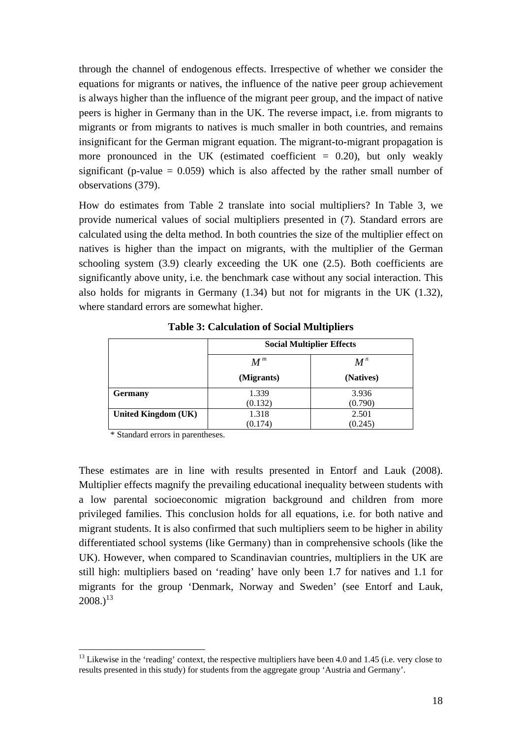through the channel of endogenous effects. Irrespective of whether we consider the equations for migrants or natives, the influence of the native peer group achievement is always higher than the influence of the migrant peer group, and the impact of native peers is higher in Germany than in the UK. The reverse impact, i.e. from migrants to migrants or from migrants to natives is much smaller in both countries, and remains insignificant for the German migrant equation. The migrant-to-migrant propagation is more pronounced in the UK (estimated coefficient = 0.20), but only weakly significant (p-value = 0.059) which is also affected by the rather small number of observations (379).

How do estimates from Table 2 translate into social multipliers? In Table 3, we provide numerical values of social multipliers presented in (7). Standard errors are calculated using the delta method. In both countries the size of the multiplier effect on natives is higher than the impact on migrants, with the multiplier of the German schooling system (3.9) clearly exceeding the UK one (2.5). Both coefficients are significantly above unity, i.e. the benchmark case without any social interaction. This also holds for migrants in Germany (1.34) but not for migrants in the UK (1.32), where standard errors are somewhat higher.

**Table 3: Calculation of Social Multipliers**

| | **Social Multiplier Effects** | |
|---|---|---|
| | $M^m$ **(Migrants)** | $M^n$ **(Natives)** |
| **Germany** | 1.339 (0.132) | 3.936 (0.790) |
| **United Kingdom (UK)** | 1.318 (0.174) | 2.501 (0.245) |

\* Standard errors in parentheses.

These estimates are in line with results presented in Entorf and Lauk (2008). Multiplier effects magnify the prevailing educational inequality between students with a low parental socioeconomic migration background and children from more privileged families. This conclusion holds for all equations, i.e. for both native and migrant students. It is also confirmed that such multipliers seem to be higher in ability differentiated school systems (like Germany) than in comprehensive schools (like the UK). However, when compared to Scandinavian countries, multipliers in the UK are still high: multipliers based on 'reading' have only been 1.7 for natives and 1.1 for migrants for the group 'Denmark, Norway and Sweden' (see Entorf and Lauk, 2008.)[13]

[13] Likewise in the 'reading' context, the respective multipliers have been 4.0 and 1.45 (i.e. very close to results presented in this study) for students from the aggregate group 'Austria and Germany'.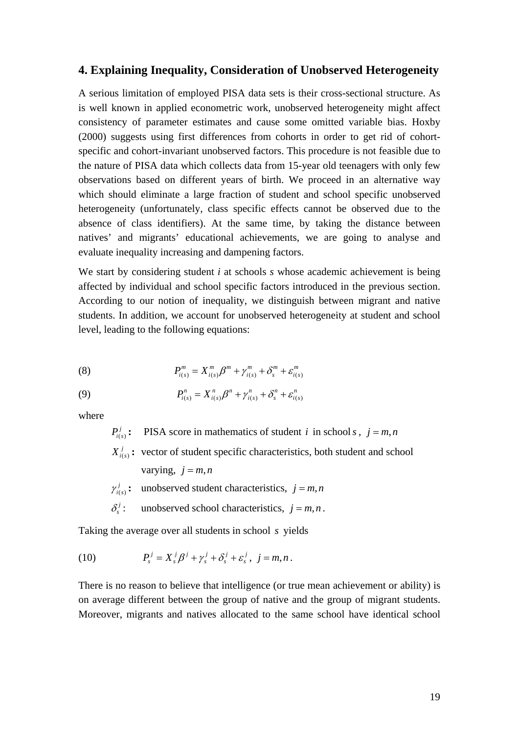## 4. Explaining Inequality, Consideration of Unobserved Heterogeneity

A serious limitation of employed PISA data sets is their cross-sectional structure. As is well known in applied econometric work, unobserved heterogeneity might affect consistency of parameter estimates and cause some omitted variable bias. Hoxby (2000) suggests using first differences from cohorts in order to get rid of cohort-specific and cohort-invariant unobserved factors. This procedure is not feasible due to the nature of PISA data which collects data from 15-year old teenagers with only few observations based on different years of birth. We proceed in an alternative way which should eliminate a large fraction of student and school specific unobserved heterogeneity (unfortunately, class specific effects cannot be observed due to the absence of class identifiers). At the same time, by taking the distance between natives' and migrants' educational achievements, we are going to analyse and evaluate inequality increasing and dampening factors.

We start by considering student *i* at schools *s* whose academic achievement is being affected by individual and school specific factors introduced in the previous section. According to our notion of inequality, we distinguish between migrant and native students. In addition, we account for unobserved heterogeneity at student and school level, leading to the following equations:

$$P^m_{i(s)} = X^m_{i(s)}\beta^m + \gamma^m_{i(s)} + \delta^m_s + \varepsilon^m_{i(s)} \tag{8}$$

$$P^n_{i(s)} = X^n_{i(s)}\beta^n + \gamma^n_{i(s)} + \delta^n_s + \varepsilon^n_{i(s)} \tag{9}$$

where

- $P^j_{i(s)}$**:** PISA score in mathematics of student $i$ in school $s$, $j = m, n$
- $X^j_{i(s)}$**:** vector of student specific characteristics, both student and school varying, $j = m, n$
- $\gamma^j_{i(s)}$**:** unobserved student characteristics, $j = m, n$
- $\delta^j_s$: unobserved school characteristics, $j = m, n$.

Taking the average over all students in school $s$ yields

$$P^j_s = X^j_s\beta^j + \gamma^j_s + \delta^j_s + \varepsilon^j_s, \quad j = m, n. \tag{10}$$

There is no reason to believe that intelligence (or true mean achievement or ability) is on average different between the group of native and the group of migrant students. Moreover, migrants and natives allocated to the same school have identical school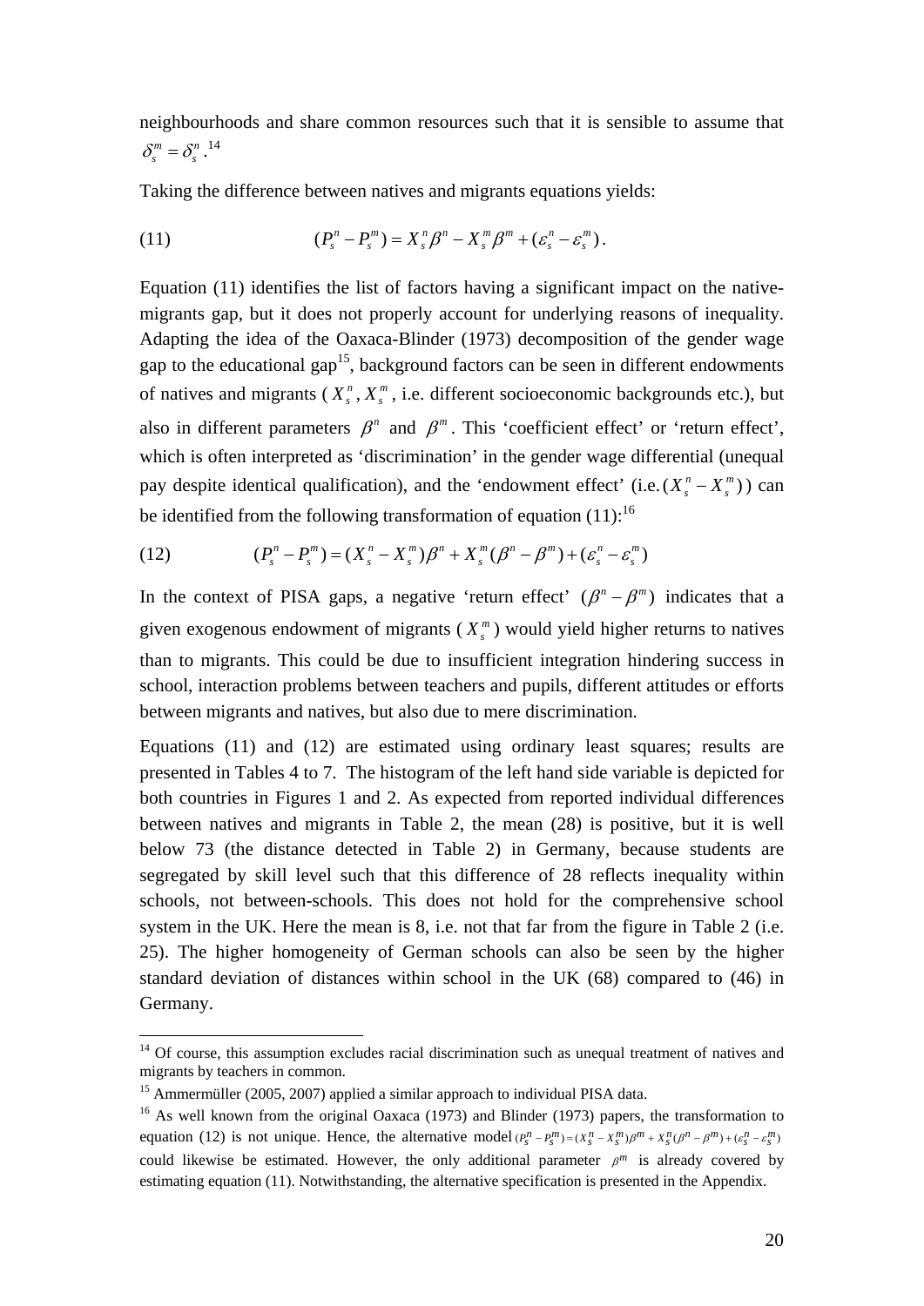neighbourhoods and share common resources such that it is sensible to assume that $\delta_s^m = \delta_s^n$.[14]

Taking the difference between natives and migrants equations yields:

$$(11) \qquad (P_s^n - P_s^m) = X_s^n \beta^n - X_s^m \beta^m + (\varepsilon_s^n - \varepsilon_s^m).$$

Equation (11) identifies the list of factors having a significant impact on the native-migrants gap, but it does not properly account for underlying reasons of inequality. Adapting the idea of the Oaxaca-Blinder (1973) decomposition of the gender wage gap to the educational gap[15], background factors can be seen in different endowments of natives and migrants ($X_s^n$, $X_s^m$, i.e. different socioeconomic backgrounds etc.), but also in different parameters $\beta^n$ and $\beta^m$. This 'coefficient effect' or 'return effect', which is often interpreted as 'discrimination' in the gender wage differential (unequal pay despite identical qualification), and the 'endowment effect' (i.e. $(X_s^n - X_s^m)$) can be identified from the following transformation of equation (11):[16]

$$(12) \qquad (P_s^n - P_s^m) = (X_s^n - X_s^m)\beta^n + X_s^m(\beta^n - \beta^m) + (\varepsilon_s^n - \varepsilon_s^m)$$

In the context of PISA gaps, a negative 'return effect' $(\beta^n - \beta^m)$ indicates that a given exogenous endowment of migrants ($X_s^m$) would yield higher returns to natives than to migrants. This could be due to insufficient integration hindering success in school, interaction problems between teachers and pupils, different attitudes or efforts between migrants and natives, but also due to mere discrimination.

Equations (11) and (12) are estimated using ordinary least squares; results are presented in Tables 4 to 7. The histogram of the left hand side variable is depicted for both countries in Figures 1 and 2. As expected from reported individual differences between natives and migrants in Table 2, the mean (28) is positive, but it is well below 73 (the distance detected in Table 2) in Germany, because students are segregated by skill level such that this difference of 28 reflects inequality within schools, not between-schools. This does not hold for the comprehensive school system in the UK. Here the mean is 8, i.e. not that far from the figure in Table 2 (i.e. 25). The higher homogeneity of German schools can also be seen by the higher standard deviation of distances within school in the UK (68) compared to (46) in Germany.

---

[14] Of course, this assumption excludes racial discrimination such as unequal treatment of natives and migrants by teachers in common.

[15] Ammermüller (2005, 2007) applied a similar approach to individual PISA data.

[16] As well known from the original Oaxaca (1973) and Blinder (1973) papers, the transformation to equation (12) is not unique. Hence, the alternative model $(P_s^n - P_s^m) = (X_s^n - X_s^m)\beta^m + X_s^n(\beta^n - \beta^m) + (\varepsilon_s^n - \varepsilon_s^m)$ could likewise be estimated. However, the only additional parameter $\beta^m$ is already covered by estimating equation (11). Notwithstanding, the alternative specification is presented in the Appendix.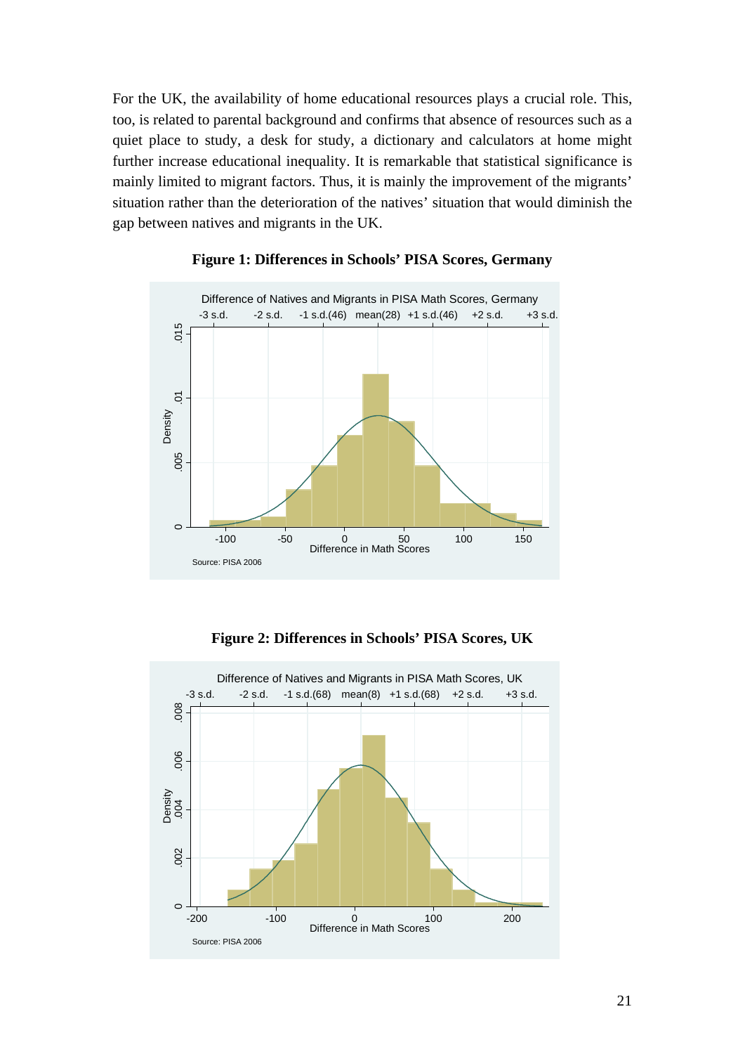For the UK, the availability of home educational resources plays a crucial role. This, too, is related to parental background and confirms that absence of resources such as a quiet place to study, a desk for study, a dictionary and calculators at home might further increase educational inequality. It is remarkable that statistical significance is mainly limited to migrant factors. Thus, it is mainly the improvement of the migrants' situation rather than the deterioration of the natives' situation that would diminish the gap between natives and migrants in the UK.

**Figure 1: Differences in Schools' PISA Scores, Germany**

**Figure 2: Differences in Schools' PISA Scores, UK**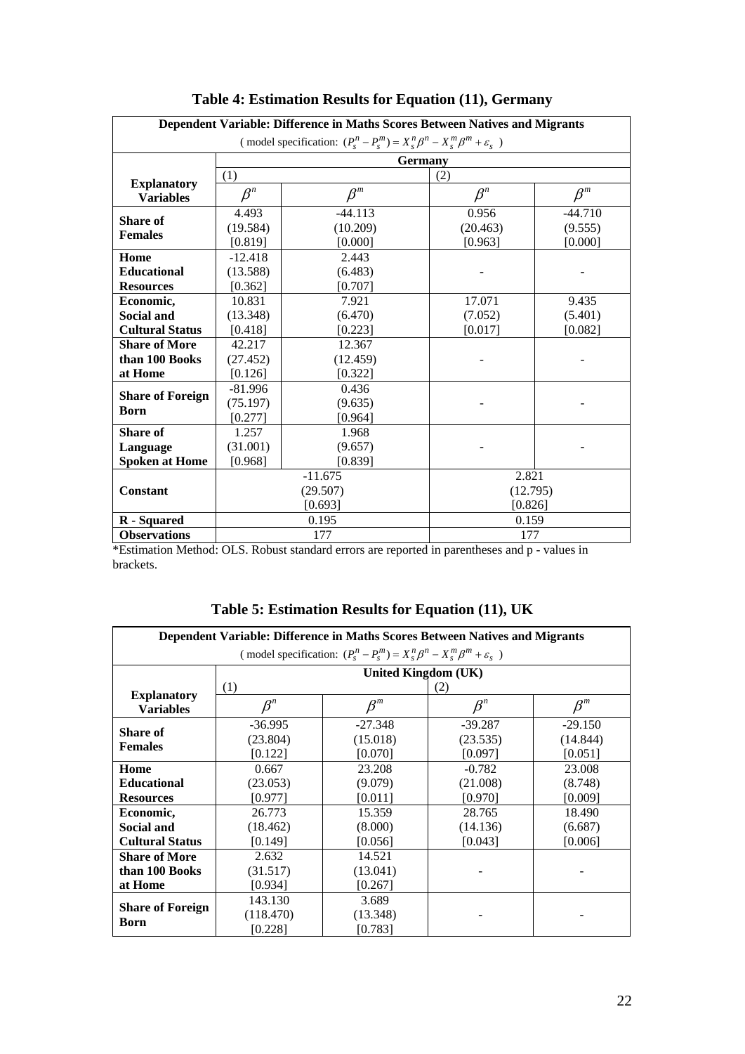**Table 4: Estimation Results for Equation (11), Germany**

| Dependent Variable: Difference in Maths Scores Between Natives and Migrants | | | | |
|---|---|---|---|---|
| ( model specification: $(P_s^n - P_s^m) = X_s^n \beta^n - X_s^m \beta^m + \varepsilon_s$ ) | | | | |
| | Germany | | | |
| **Explanatory Variables** | (1) | | (2) | |
| | $\beta^n$ | $\beta^m$ | $\beta^n$ | $\beta^m$ |
| **Share of Females** | 4.493<br>(19.584)<br>[0.819] | -44.113<br>(10.209)<br>[0.000] | 0.956<br>(20.463)<br>[0.963] | -44.710<br>(9.555)<br>[0.000] |
| **Home Educational Resources** | -12.418<br>(13.588)<br>[0.362] | 2.443<br>(6.483)<br>[0.707] | - | - |
| **Economic, Social and Cultural Status** | 10.831<br>(13.348)<br>[0.418] | 7.921<br>(6.470)<br>[0.223] | 17.071<br>(7.052)<br>[0.017] | 9.435<br>(5.401)<br>[0.082] |
| **Share of More than 100 Books at Home** | 42.217<br>(27.452)<br>[0.126] | 12.367<br>(12.459)<br>[0.322] | - | - |
| **Share of Foreign Born** | -81.996<br>(75.197)<br>[0.277] | 0.436<br>(9.635)<br>[0.964] | - | - |
| **Share of Language Spoken at Home** | 1.257<br>(31.001)<br>[0.968] | 1.968<br>(9.657)<br>[0.839] | - | - |
| **Constant** | -11.675<br>(29.507)<br>[0.693] | | 2.821<br>(12.795)<br>[0.826] | |
| **R - Squared** | 0.195 | | 0.159 | |
| **Observations** | 177 | | 177 | |

*Estimation Method: OLS. Robust standard errors are reported in parentheses and p - values in brackets.

**Table 5: Estimation Results for Equation (11), UK**

| Dependent Variable: Difference in Maths Scores Between Natives and Migrants | | | | |
|---|---|---|---|---|
| ( model specification: $(P_s^n - P_s^m) = X_s^n \beta^n - X_s^m \beta^m + \varepsilon_s$ ) | | | | |
| | United Kingdom (UK) | | | |
| **Explanatory Variables** | (1) | | (2) | |
| | $\beta^n$ | $\beta^m$ | $\beta^n$ | $\beta^m$ |
| **Share of Females** | -36.995<br>(23.804)<br>[0.122] | -27.348<br>(15.018)<br>[0.070] | -39.287<br>(23.535)<br>[0.097] | -29.150<br>(14.844)<br>[0.051] |
| **Home Educational Resources** | 0.667<br>(23.053)<br>[0.977] | 23.208<br>(9.079)<br>[0.011] | -0.782<br>(21.008)<br>[0.970] | 23.008<br>(8.748)<br>[0.009] |
| **Economic, Social and Cultural Status** | 26.773<br>(18.462)<br>[0.149] | 15.359<br>(8.000)<br>[0.056] | 28.765<br>(14.136)<br>[0.043] | 18.490<br>(6.687)<br>[0.006] |
| **Share of More than 100 Books at Home** | 2.632<br>(31.517)<br>[0.934] | 14.521<br>(13.041)<br>[0.267] | - | - |
| **Share of Foreign Born** | 143.130<br>(118.470)<br>[0.228] | 3.689<br>(13.348)<br>[0.783] | - | - |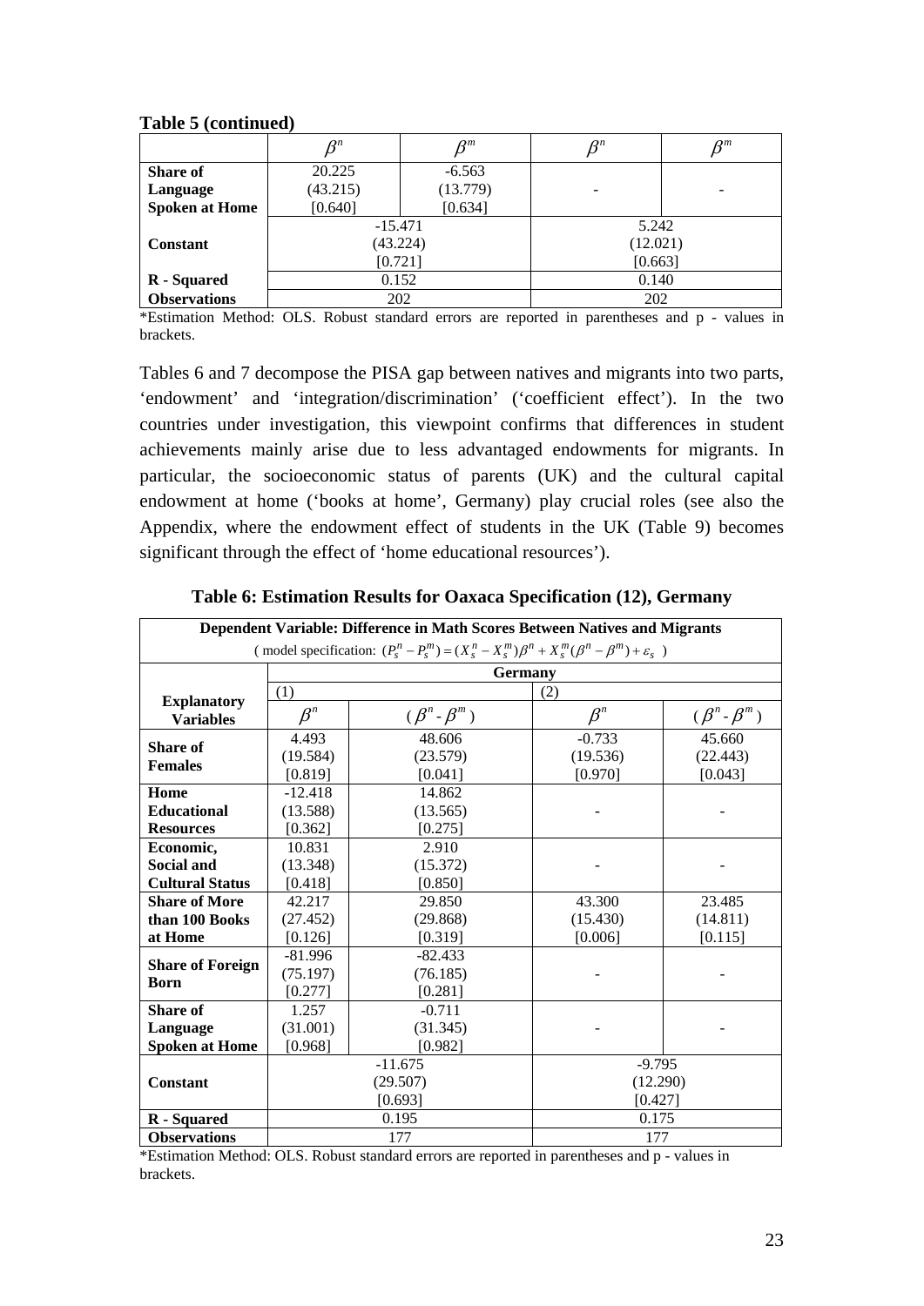**Table 5 (continued)**

| | $\beta^n$ | $\beta^m$ | $\beta^n$ | $\beta^m$ |
|---|---|---|---|---|
| **Share of Language Spoken at Home** | 20.225<br>(43.215)<br>[0.640] | -6.563<br>(13.779)<br>[0.634] | - | - |
| **Constant** | -15.471<br>(43.224)<br>[0.721] | | 5.242<br>(12.021)<br>[0.663] | |
| **R - Squared** | 0.152 | | 0.140 | |
| **Observations** | 202 | | 202 | |

*Estimation Method: OLS. Robust standard errors are reported in parentheses and p - values in brackets.

Tables 6 and 7 decompose the PISA gap between natives and migrants into two parts, 'endowment' and 'integration/discrimination' ('coefficient effect'). In the two countries under investigation, this viewpoint confirms that differences in student achievements mainly arise due to less advantaged endowments for migrants. In particular, the socioeconomic status of parents (UK) and the cultural capital endowment at home ('books at home', Germany) play crucial roles (see also the Appendix, where the endowment effect of students in the UK (Table 9) becomes significant through the effect of 'home educational resources').

**Table 6: Estimation Results for Oaxaca Specification (12), Germany**

| **Dependent Variable: Difference in Math Scores Between Natives and Migrants** ( model specification: $(P_s^n - P_s^m) = (X_s^n - X_s^m)\beta^n + X_s^m(\beta^n - \beta^m) + \varepsilon_s$ ) | | | | |
|---|---|---|---|---|
| | **Germany** | | | |
| | (1) | | (2) | |
| **Explanatory Variables** | $\beta^n$ | $(\beta^n - \beta^m)$ | $\beta^n$ | $(\beta^n - \beta^m)$ |
| **Share of Females** | 4.493<br>(19.584)<br>[0.819] | 48.606<br>(23.579)<br>[0.041] | -0.733<br>(19.536)<br>[0.970] | 45.660<br>(22.443)<br>[0.043] |
| **Home Educational Resources** | -12.418<br>(13.588)<br>[0.362] | 14.862<br>(13.565)<br>[0.275] | - | - |
| **Economic, Social and Cultural Status** | 10.831<br>(13.348)<br>[0.418] | 2.910<br>(15.372)<br>[0.850] | - | - |
| **Share of More than 100 Books at Home** | 42.217<br>(27.452)<br>[0.126] | 29.850<br>(29.868)<br>[0.319] | 43.300<br>(15.430)<br>[0.006] | 23.485<br>(14.811)<br>[0.115] |
| **Share of Foreign Born** | -81.996<br>(75.197)<br>[0.277] | -82.433<br>(76.185)<br>[0.281] | - | - |
| **Share of Language Spoken at Home** | 1.257<br>(31.001)<br>[0.968] | -0.711<br>(31.345)<br>[0.982] | - | - |
| **Constant** | -11.675<br>(29.507)<br>[0.693] | | -9.795<br>(12.290)<br>[0.427] | |
| **R - Squared** | 0.195 | | 0.175 | |
| **Observations** | 177 | | 177 | |

*Estimation Method: OLS. Robust standard errors are reported in parentheses and p - values in brackets.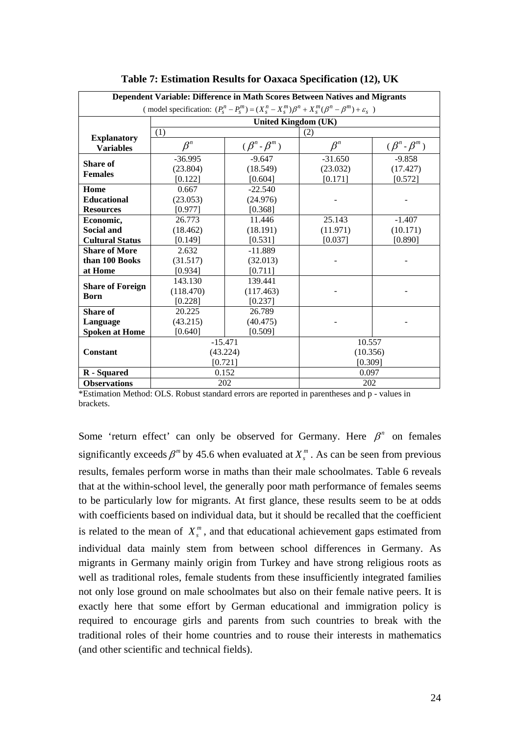**Table 7: Estimation Results for Oaxaca Specification (12), UK**

| Dependent Variable: Difference in Math Scores Between Natives and Migrants ( model specification: $(P_s^n - P_s^m) = (X_s^n - X_s^m)\beta^n + X_s^m(\beta^n - \beta^m) + \varepsilon_s$ ) | | | | |
|---|---|---|---|---|
| | United Kingdom (UK) | | | |
| | (1) | | (2) | |
| **Explanatory Variables** | $\beta^n$ | $(\beta^n - \beta^m)$ | $\beta^n$ | $(\beta^n - \beta^m)$ |
| **Share of Females** | -36.995<br>(23.804)<br>[0.122] | -9.647<br>(18.549)<br>[0.604] | -31.650<br>(23.032)<br>[0.171] | -9.858<br>(17.427)<br>[0.572] |
| **Home Educational Resources** | 0.667<br>(23.053)<br>[0.977] | -22.540<br>(24.976)<br>[0.368] | - | - |
| **Economic, Social and Cultural Status** | 26.773<br>(18.462)<br>[0.149] | 11.446<br>(18.191)<br>[0.531] | 25.143<br>(11.971)<br>[0.037] | -1.407<br>(10.171)<br>[0.890] |
| **Share of More than 100 Books at Home** | 2.632<br>(31.517)<br>[0.934] | -11.889<br>(32.013)<br>[0.711] | - | - |
| **Share of Foreign Born** | 143.130<br>(118.470)<br>[0.228] | 139.441<br>(117.463)<br>[0.237] | - | - |
| **Share of Language Spoken at Home** | 20.225<br>(43.215)<br>[0.640] | 26.789<br>(40.475)<br>[0.509] | - | - |
| **Constant** | -15.471<br>(43.224)<br>[0.721] | | 10.557<br>(10.356)<br>[0.309] | |
| **R - Squared** | 0.152 | | 0.097 | |
| **Observations** | 202 | | 202 | |

*Estimation Method: OLS. Robust standard errors are reported in parentheses and p - values in brackets.

Some 'return effect' can only be observed for Germany. Here $\beta^n$ on females significantly exceeds $\beta^m$ by 45.6 when evaluated at $X_s^m$. As can be seen from previous results, females perform worse in maths than their male schoolmates. Table 6 reveals that at the within-school level, the generally poor math performance of females seems to be particularly low for migrants. At first glance, these results seem to be at odds with coefficients based on individual data, but it should be recalled that the coefficient is related to the mean of $X_s^m$, and that educational achievement gaps estimated from individual data mainly stem from between school differences in Germany. As migrants in Germany mainly origin from Turkey and have strong religious roots as well as traditional roles, female students from these insufficiently integrated families not only lose ground on male schoolmates but also on their female native peers. It is exactly here that some effort by German educational and immigration policy is required to encourage girls and parents from such countries to break with the traditional roles of their home countries and to rouse their interests in mathematics (and other scientific and technical fields).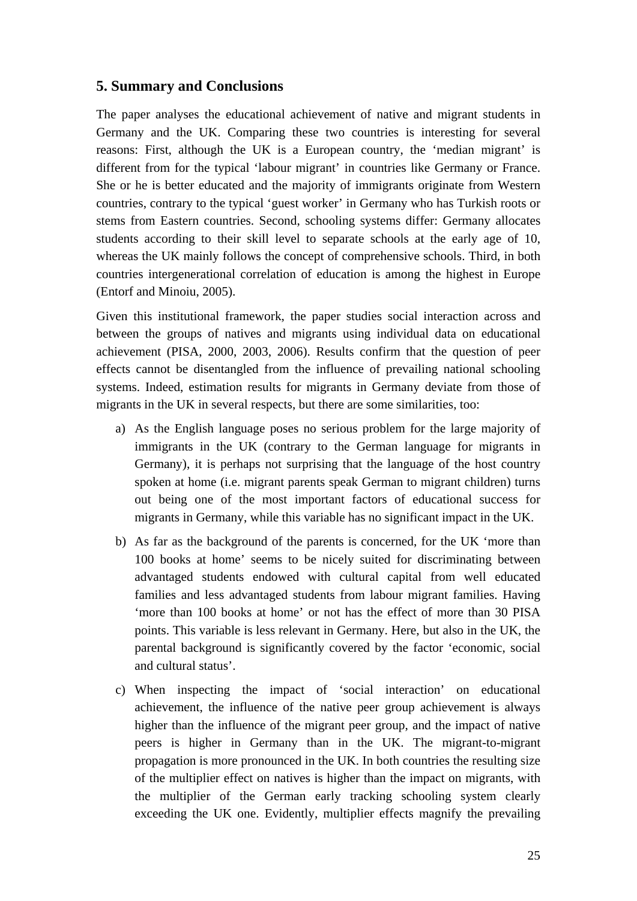## 5. Summary and Conclusions

The paper analyses the educational achievement of native and migrant students in Germany and the UK. Comparing these two countries is interesting for several reasons: First, although the UK is a European country, the 'median migrant' is different from for the typical 'labour migrant' in countries like Germany or France. She or he is better educated and the majority of immigrants originate from Western countries, contrary to the typical 'guest worker' in Germany who has Turkish roots or stems from Eastern countries. Second, schooling systems differ: Germany allocates students according to their skill level to separate schools at the early age of 10, whereas the UK mainly follows the concept of comprehensive schools. Third, in both countries intergenerational correlation of education is among the highest in Europe (Entorf and Minoiu, 2005).

Given this institutional framework, the paper studies social interaction across and between the groups of natives and migrants using individual data on educational achievement (PISA, 2000, 2003, 2006). Results confirm that the question of peer effects cannot be disentangled from the influence of prevailing national schooling systems. Indeed, estimation results for migrants in Germany deviate from those of migrants in the UK in several respects, but there are some similarities, too:

a) As the English language poses no serious problem for the large majority of immigrants in the UK (contrary to the German language for migrants in Germany), it is perhaps not surprising that the language of the host country spoken at home (i.e. migrant parents speak German to migrant children) turns out being one of the most important factors of educational success for migrants in Germany, while this variable has no significant impact in the UK.

b) As far as the background of the parents is concerned, for the UK 'more than 100 books at home' seems to be nicely suited for discriminating between advantaged students endowed with cultural capital from well educated families and less advantaged students from labour migrant families. Having 'more than 100 books at home' or not has the effect of more than 30 PISA points. This variable is less relevant in Germany. Here, but also in the UK, the parental background is significantly covered by the factor 'economic, social and cultural status'.

c) When inspecting the impact of 'social interaction' on educational achievement, the influence of the native peer group achievement is always higher than the influence of the migrant peer group, and the impact of native peers is higher in Germany than in the UK. The migrant-to-migrant propagation is more pronounced in the UK. In both countries the resulting size of the multiplier effect on natives is higher than the impact on migrants, with the multiplier of the German early tracking schooling system clearly exceeding the UK one. Evidently, multiplier effects magnify the prevailing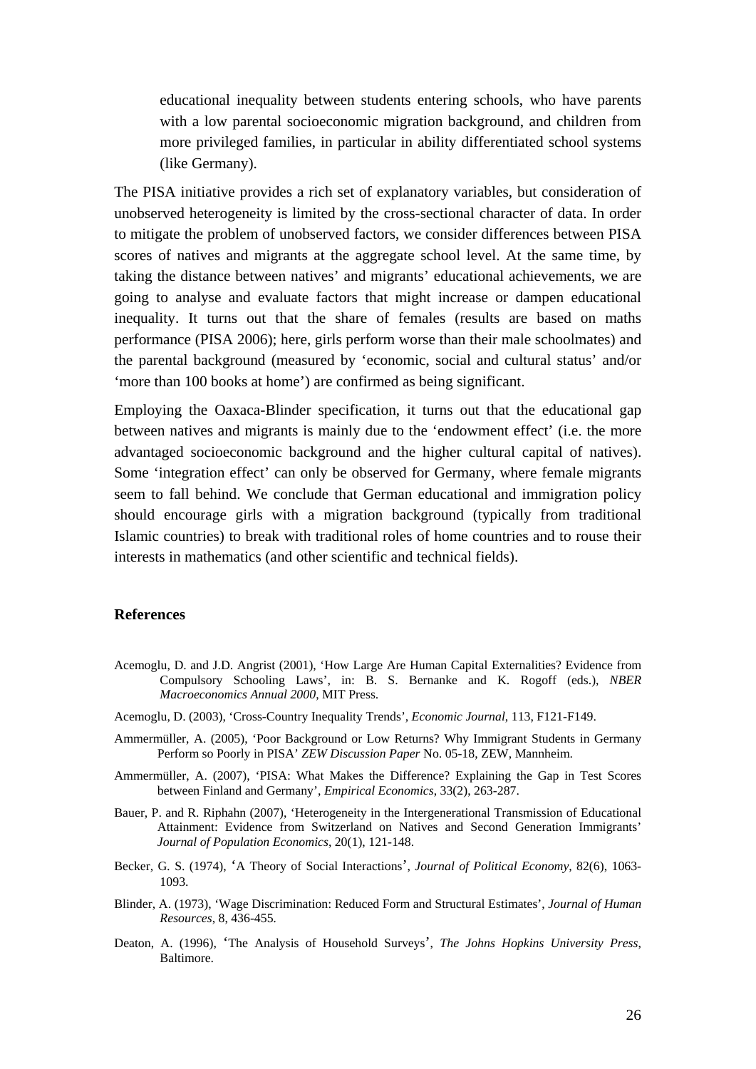educational inequality between students entering schools, who have parents with a low parental socioeconomic migration background, and children from more privileged families, in particular in ability differentiated school systems (like Germany).

The PISA initiative provides a rich set of explanatory variables, but consideration of unobserved heterogeneity is limited by the cross-sectional character of data. In order to mitigate the problem of unobserved factors, we consider differences between PISA scores of natives and migrants at the aggregate school level. At the same time, by taking the distance between natives' and migrants' educational achievements, we are going to analyse and evaluate factors that might increase or dampen educational inequality. It turns out that the share of females (results are based on maths performance (PISA 2006); here, girls perform worse than their male schoolmates) and the parental background (measured by 'economic, social and cultural status' and/or 'more than 100 books at home') are confirmed as being significant.

Employing the Oaxaca-Blinder specification, it turns out that the educational gap between natives and migrants is mainly due to the 'endowment effect' (i.e. the more advantaged socioeconomic background and the higher cultural capital of natives). Some 'integration effect' can only be observed for Germany, where female migrants seem to fall behind. We conclude that German educational and immigration policy should encourage girls with a migration background (typically from traditional Islamic countries) to break with traditional roles of home countries and to rouse their interests in mathematics (and other scientific and technical fields).

## References

Acemoglu, D. and J.D. Angrist (2001), 'How Large Are Human Capital Externalities? Evidence from Compulsory Schooling Laws', in: B. S. Bernanke and K. Rogoff (eds.), *NBER Macroeconomics Annual 2000*, MIT Press.

Acemoglu, D. (2003), 'Cross-Country Inequality Trends', *Economic Journal*, 113, F121-F149.

Ammermüller, A. (2005), 'Poor Background or Low Returns? Why Immigrant Students in Germany Perform so Poorly in PISA' *ZEW Discussion Paper* No. 05-18, ZEW, Mannheim.

Ammermüller, A. (2007), 'PISA: What Makes the Difference? Explaining the Gap in Test Scores between Finland and Germany', *Empirical Economics*, 33(2), 263-287.

Bauer, P. and R. Riphahn (2007), 'Heterogeneity in the Intergenerational Transmission of Educational Attainment: Evidence from Switzerland on Natives and Second Generation Immigrants' *Journal of Population Economics*, 20(1), 121-148.

Becker, G. S. (1974), 'A Theory of Social Interactions', *Journal of Political Economy*, 82(6), 1063-1093.

Blinder, A. (1973), 'Wage Discrimination: Reduced Form and Structural Estimates', *Journal of Human Resources*, 8, 436-455.

Deaton, A. (1996), 'The Analysis of Household Surveys', *The Johns Hopkins University Press*, Baltimore.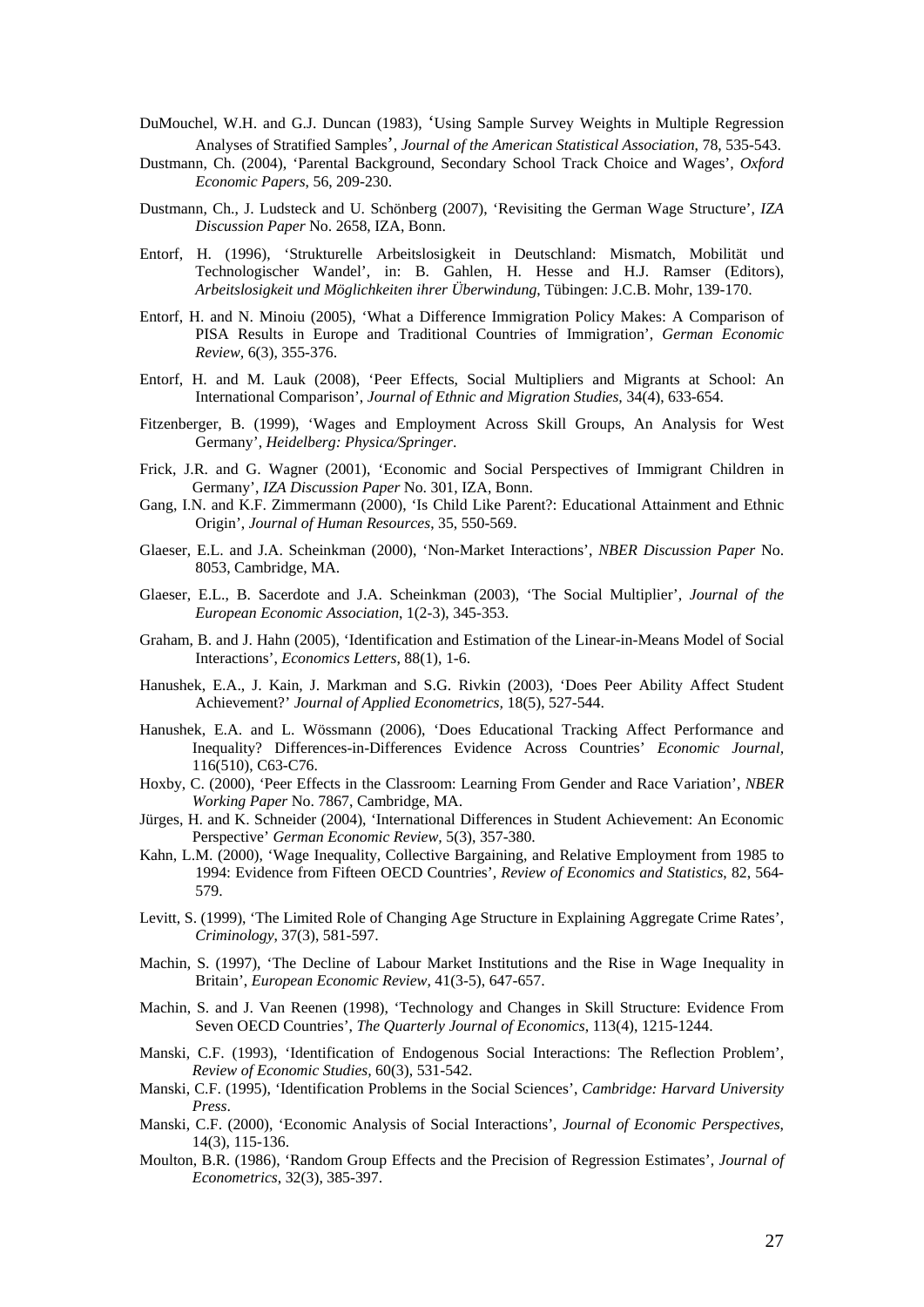DuMouchel, W.H. and G.J. Duncan (1983), 'Using Sample Survey Weights in Multiple Regression Analyses of Stratified Samples', *Journal of the American Statistical Association*, 78, 535-543.

Dustmann, Ch. (2004), 'Parental Background, Secondary School Track Choice and Wages', *Oxford Economic Papers*, 56, 209-230.

Dustmann, Ch., J. Ludsteck and U. Schönberg (2007), 'Revisiting the German Wage Structure', *IZA Discussion Paper* No. 2658, IZA, Bonn.

Entorf, H. (1996), 'Strukturelle Arbeitslosigkeit in Deutschland: Mismatch, Mobilität und Technologischer Wandel', in: B. Gahlen, H. Hesse and H.J. Ramser (Editors), *Arbeitslosigkeit und Möglichkeiten ihrer Überwindung*, Tübingen: J.C.B. Mohr, 139-170.

Entorf, H. and N. Minoiu (2005), 'What a Difference Immigration Policy Makes: A Comparison of PISA Results in Europe and Traditional Countries of Immigration', *German Economic Review*, 6(3), 355-376.

Entorf, H. and M. Lauk (2008), 'Peer Effects, Social Multipliers and Migrants at School: An International Comparison', *Journal of Ethnic and Migration Studies*, 34(4), 633-654.

Fitzenberger, B. (1999), 'Wages and Employment Across Skill Groups, An Analysis for West Germany', *Heidelberg: Physica/Springer*.

Frick, J.R. and G. Wagner (2001), 'Economic and Social Perspectives of Immigrant Children in Germany', *IZA Discussion Paper* No. 301, IZA, Bonn.

Gang, I.N. and K.F. Zimmermann (2000), 'Is Child Like Parent?: Educational Attainment and Ethnic Origin', *Journal of Human Resources*, 35, 550-569.

Glaeser, E.L. and J.A. Scheinkman (2000), 'Non-Market Interactions', *NBER Discussion Paper* No. 8053, Cambridge, MA.

Glaeser, E.L., B. Sacerdote and J.A. Scheinkman (2003), 'The Social Multiplier', *Journal of the European Economic Association*, 1(2-3), 345-353.

Graham, B. and J. Hahn (2005), 'Identification and Estimation of the Linear-in-Means Model of Social Interactions', *Economics Letters*, 88(1), 1-6.

Hanushek, E.A., J. Kain, J. Markman and S.G. Rivkin (2003), 'Does Peer Ability Affect Student Achievement?' *Journal of Applied Econometrics*, 18(5), 527-544.

Hanushek, E.A. and L. Wössmann (2006), 'Does Educational Tracking Affect Performance and Inequality? Differences-in-Differences Evidence Across Countries' *Economic Journal*, 116(510), C63-C76.

Hoxby, C. (2000), 'Peer Effects in the Classroom: Learning From Gender and Race Variation', *NBER Working Paper* No. 7867, Cambridge, MA.

Jürges, H. and K. Schneider (2004), 'International Differences in Student Achievement: An Economic Perspective' *German Economic Review*, 5(3), 357-380.

Kahn, L.M. (2000), 'Wage Inequality, Collective Bargaining, and Relative Employment from 1985 to 1994: Evidence from Fifteen OECD Countries', *Review of Economics and Statistics*, 82, 564-579.

Levitt, S. (1999), 'The Limited Role of Changing Age Structure in Explaining Aggregate Crime Rates', *Criminology*, 37(3), 581-597.

Machin, S. (1997), 'The Decline of Labour Market Institutions and the Rise in Wage Inequality in Britain', *European Economic Review*, 41(3-5), 647-657.

Machin, S. and J. Van Reenen (1998), 'Technology and Changes in Skill Structure: Evidence From Seven OECD Countries', *The Quarterly Journal of Economics*, 113(4), 1215-1244.

Manski, C.F. (1993), 'Identification of Endogenous Social Interactions: The Reflection Problem', *Review of Economic Studies*, 60(3), 531-542.

Manski, C.F. (1995), 'Identification Problems in the Social Sciences', *Cambridge: Harvard University Press*.

Manski, C.F. (2000), 'Economic Analysis of Social Interactions', *Journal of Economic Perspectives*, 14(3), 115-136.

Moulton, B.R. (1986), 'Random Group Effects and the Precision of Regression Estimates', *Journal of Econometrics*, 32(3), 385-397.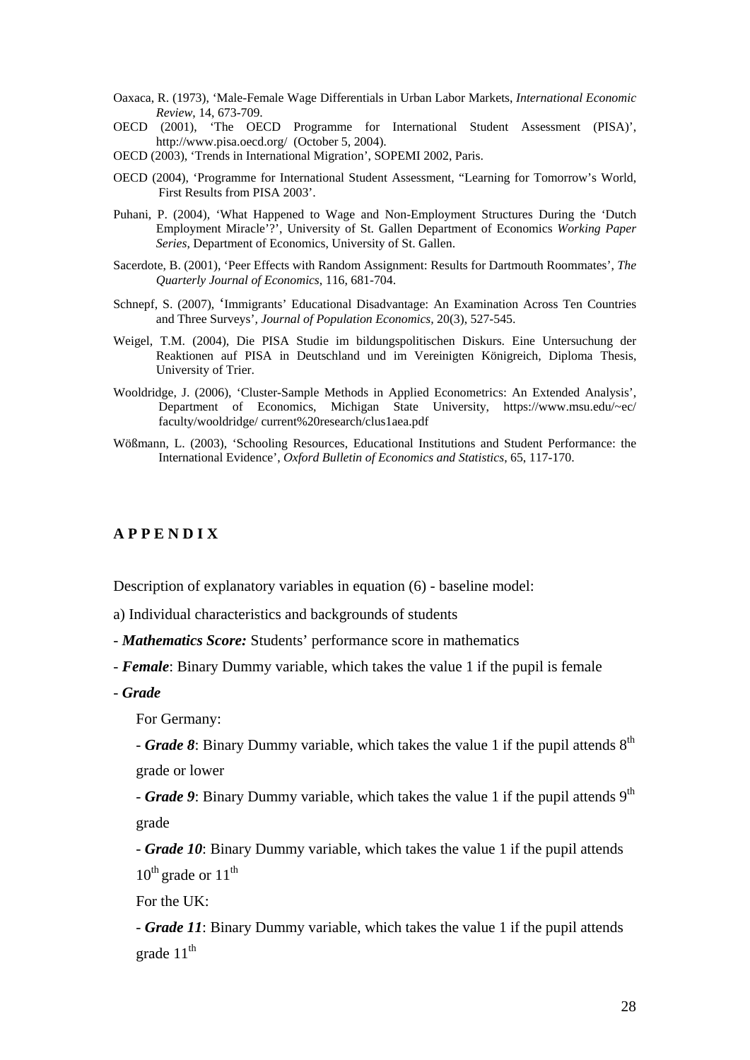Oaxaca, R. (1973), 'Male-Female Wage Differentials in Urban Labor Markets, *International Economic Review*, 14, 673-709.

OECD (2001), 'The OECD Programme for International Student Assessment (PISA)', http://www.pisa.oecd.org/ (October 5, 2004).

OECD (2003), 'Trends in International Migration', SOPEMI 2002, Paris.

OECD (2004), 'Programme for International Student Assessment, "Learning for Tomorrow's World, First Results from PISA 2003'.

Puhani, P. (2004), 'What Happened to Wage and Non-Employment Structures During the 'Dutch Employment Miracle'?', University of St. Gallen Department of Economics *Working Paper Series*, Department of Economics, University of St. Gallen.

Sacerdote, B. (2001), 'Peer Effects with Random Assignment: Results for Dartmouth Roommates', *The Quarterly Journal of Economics*, 116, 681-704.

Schnepf, S. (2007), 'Immigrants' Educational Disadvantage: An Examination Across Ten Countries and Three Surveys', *Journal of Population Economics*, 20(3), 527-545.

Weigel, T.M. (2004), Die PISA Studie im bildungspolitischen Diskurs. Eine Untersuchung der Reaktionen auf PISA in Deutschland und im Vereinigten Königreich, Diploma Thesis, University of Trier.

Wooldridge, J. (2006), 'Cluster-Sample Methods in Applied Econometrics: An Extended Analysis', Department of Economics, Michigan State University, https://www.msu.edu/~ec/faculty/wooldridge/ current%20research/clus1aea.pdf

Wößmann, L. (2003), 'Schooling Resources, Educational Institutions and Student Performance: the International Evidence', *Oxford Bulletin of Economics and Statistics*, 65, 117-170.

## A P P E N D I X

Description of explanatory variables in equation (6) - baseline model:

a) Individual characteristics and backgrounds of students

- ***Mathematics Score:*** Students' performance score in mathematics
- ***Female***: Binary Dummy variable, which takes the value 1 if the pupil is female
- ***Grade***

  For Germany:

  - ***Grade 8***: Binary Dummy variable, which takes the value 1 if the pupil attends 8th grade or lower
  - ***Grade 9***: Binary Dummy variable, which takes the value 1 if the pupil attends 9th grade
  - ***Grade 10***: Binary Dummy variable, which takes the value 1 if the pupil attends 10th grade or 11th

  For the UK:

  - ***Grade 11***: Binary Dummy variable, which takes the value 1 if the pupil attends grade 11th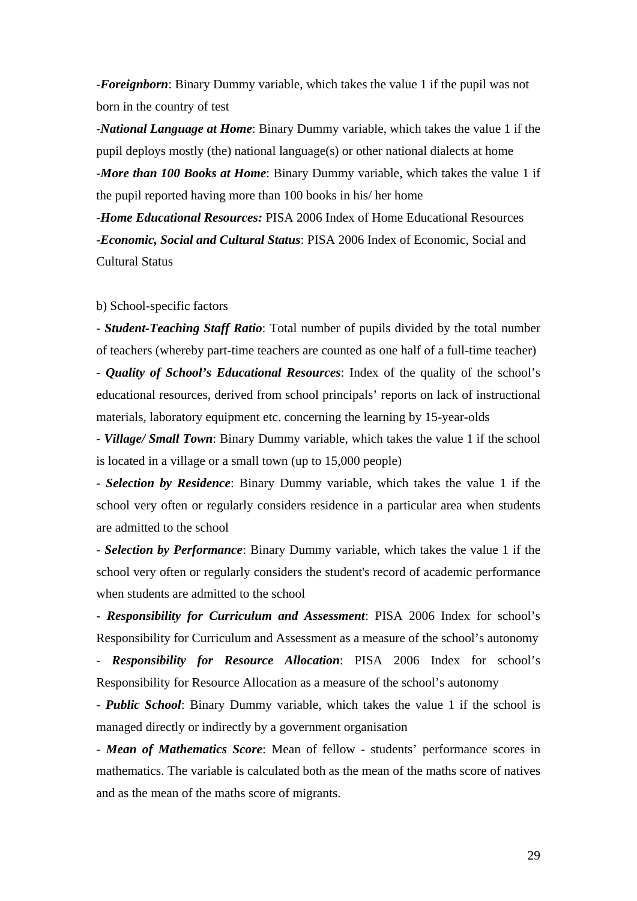-***Foreignborn***: Binary Dummy variable, which takes the value 1 if the pupil was not born in the country of test

-***National Language at Home***: Binary Dummy variable, which takes the value 1 if the pupil deploys mostly (the) national language(s) or other national dialects at home

-***More than 100 Books at Home***: Binary Dummy variable, which takes the value 1 if the pupil reported having more than 100 books in his/ her home

-***Home Educational Resources:*** PISA 2006 Index of Home Educational Resources

-***Economic, Social and Cultural Status***: PISA 2006 Index of Economic, Social and Cultural Status

b) School-specific factors

- ***Student-Teaching Staff Ratio***: Total number of pupils divided by the total number of teachers (whereby part-time teachers are counted as one half of a full-time teacher)

- ***Quality of School's Educational Resources***: Index of the quality of the school's educational resources, derived from school principals' reports on lack of instructional materials, laboratory equipment etc. concerning the learning by 15-year-olds

- ***Village/ Small Town***: Binary Dummy variable, which takes the value 1 if the school is located in a village or a small town (up to 15,000 people)

- ***Selection by Residence***: Binary Dummy variable, which takes the value 1 if the school very often or regularly considers residence in a particular area when students are admitted to the school

- ***Selection by Performance***: Binary Dummy variable, which takes the value 1 if the school very often or regularly considers the student's record of academic performance when students are admitted to the school

- ***Responsibility for Curriculum and Assessment***: PISA 2006 Index for school's Responsibility for Curriculum and Assessment as a measure of the school's autonomy

- ***Responsibility for Resource Allocation***: PISA 2006 Index for school's Responsibility for Resource Allocation as a measure of the school's autonomy

- ***Public School***: Binary Dummy variable, which takes the value 1 if the school is managed directly or indirectly by a government organisation

- ***Mean of Mathematics Score***: Mean of fellow - students' performance scores in mathematics. The variable is calculated both as the mean of the maths score of natives and as the mean of the maths score of migrants.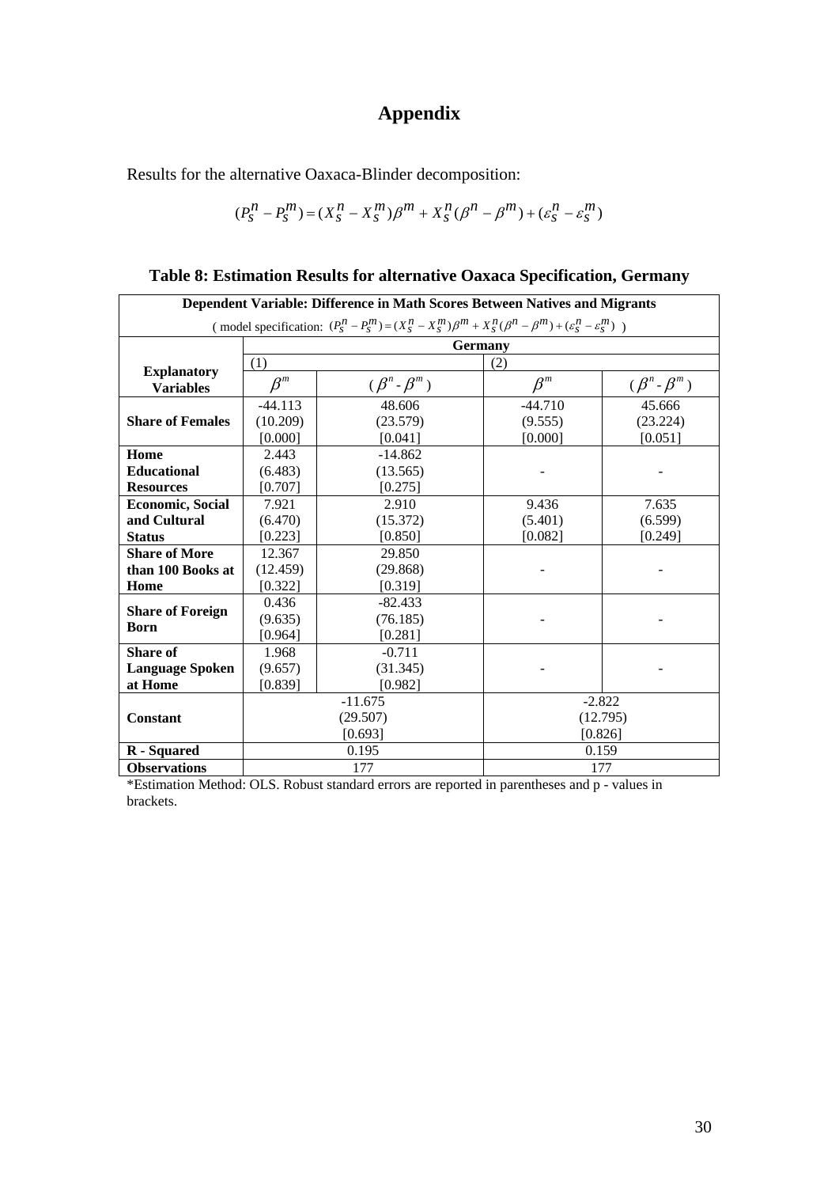# Appendix

Results for the alternative Oaxaca-Blinder decomposition:

$$(P_S^n - P_S^m) = (X_S^n - X_S^m)\beta^m + X_S^n(\beta^n - \beta^m) + (\varepsilon_S^n - \varepsilon_S^m)$$

**Table 8: Estimation Results for alternative Oaxaca Specification, Germany**

| **Dependent Variable: Difference in Math Scores Between Natives and Migrants** ( model specification: $(P_S^n - P_S^m) = (X_S^n - X_S^m)\beta^m + X_S^n(\beta^n - \beta^m) + (\varepsilon_S^n - \varepsilon_S^m)$ ) | | | | |
|---|---|---|---|---|
| | **Germany** | | | |
| | (1) | | (2) | |
| **Explanatory Variables** | $\beta^m$ | $(\beta^n - \beta^m)$ | $\beta^m$ | $(\beta^n - \beta^m)$ |
| **Share of Females** | -44.113<br>(10.209)<br>[0.000] | 48.606<br>(23.579)<br>[0.041] | -44.710<br>(9.555)<br>[0.000] | 45.666<br>(23.224)<br>[0.051] |
| **Home Educational Resources** | 2.443<br>(6.483)<br>[0.707] | -14.862<br>(13.565)<br>[0.275] | - | - |
| **Economic, Social and Cultural Status** | 7.921<br>(6.470)<br>[0.223] | 2.910<br>(15.372)<br>[0.850] | 9.436<br>(5.401)<br>[0.082] | 7.635<br>(6.599)<br>[0.249] |
| **Share of More than 100 Books at Home** | 12.367<br>(12.459)<br>[0.322] | 29.850<br>(29.868)<br>[0.319] | - | - |
| **Share of Foreign Born** | 0.436<br>(9.635)<br>[0.964] | -82.433<br>(76.185)<br>[0.281] | - | - |
| **Share of Language Spoken at Home** | 1.968<br>(9.657)<br>[0.839] | -0.711<br>(31.345)<br>[0.982] | - | - |
| **Constant** | -11.675<br>(29.507)<br>[0.693] | | -2.822<br>(12.795)<br>[0.826] | |
| **R - Squared** | 0.195 | | 0.159 | |
| **Observations** | 177 | | 177 | |

*Estimation Method: OLS. Robust standard errors are reported in parentheses and p - values in brackets.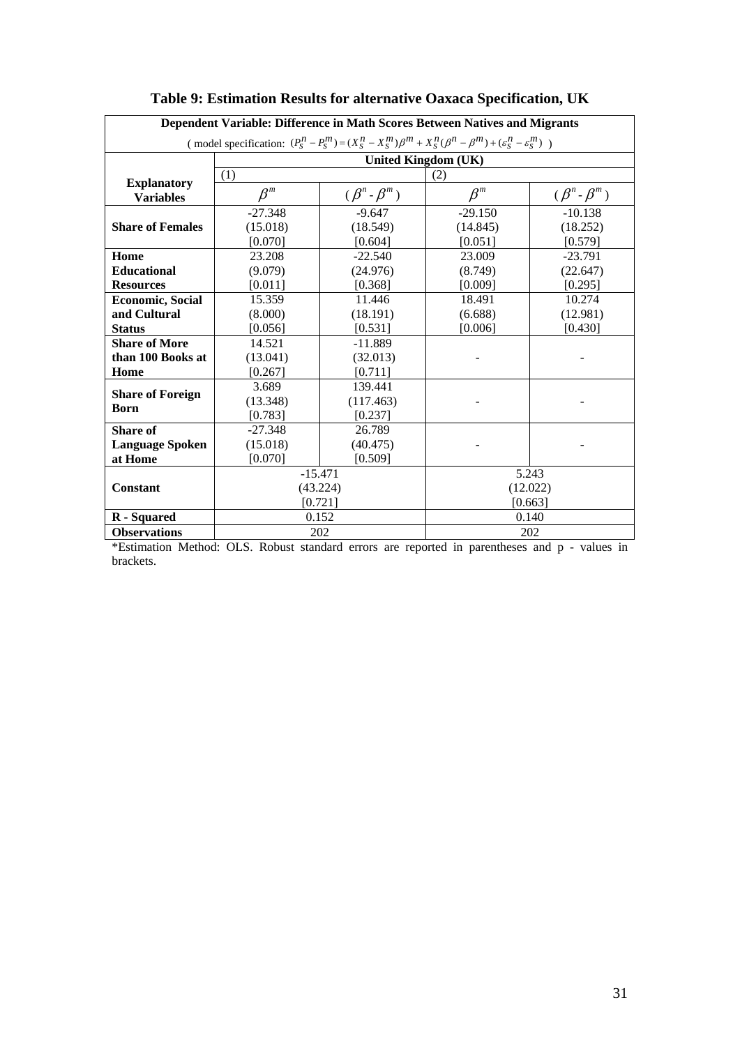**Table 9: Estimation Results for alternative Oaxaca Specification, UK**

| Dependent Variable: Difference in Math Scores Between Natives and Migrants | | | | |
|---|---|---|---|---|
| ( model specification: $(P_S^n - P_S^m) = (X_S^n - X_S^m)\beta^m + X_S^n(\beta^n - \beta^m) + (\varepsilon_S^n - \varepsilon_S^m)$ ) | | | | |
| | United Kingdom (UK) | | | |
| | (1) | | (2) | |
| **Explanatory Variables** | $\beta^m$ | $(\beta^n - \beta^m)$ | $\beta^m$ | $(\beta^n - \beta^m)$ |
| **Share of Females** | -27.348<br>(15.018)<br>[0.070] | -9.647<br>(18.549)<br>[0.604] | -29.150<br>(14.845)<br>[0.051] | -10.138<br>(18.252)<br>[0.579] |
| **Home Educational Resources** | 23.208<br>(9.079)<br>[0.011] | -22.540<br>(24.976)<br>[0.368] | 23.009<br>(8.749)<br>[0.009] | -23.791<br>(22.647)<br>[0.295] |
| **Economic, Social and Cultural Status** | 15.359<br>(8.000)<br>[0.056] | 11.446<br>(18.191)<br>[0.531] | 18.491<br>(6.688)<br>[0.006] | 10.274<br>(12.981)<br>[0.430] |
| **Share of More than 100 Books at Home** | 14.521<br>(13.041)<br>[0.267] | -11.889<br>(32.013)<br>[0.711] | - | - |
| **Share of Foreign Born** | 3.689<br>(13.348)<br>[0.783] | 139.441<br>(117.463)<br>[0.237] | - | - |
| **Share of Language Spoken at Home** | -27.348<br>(15.018)<br>[0.070] | 26.789<br>(40.475)<br>[0.509] | - | - |
| **Constant** | -15.471<br>(43.224)<br>[0.721] | | 5.243<br>(12.022)<br>[0.663] | |
| **R - Squared** | 0.152 | | 0.140 | |
| **Observations** | 202 | | 202 | |

*Estimation Method: OLS. Robust standard errors are reported in parentheses and p - values in brackets.